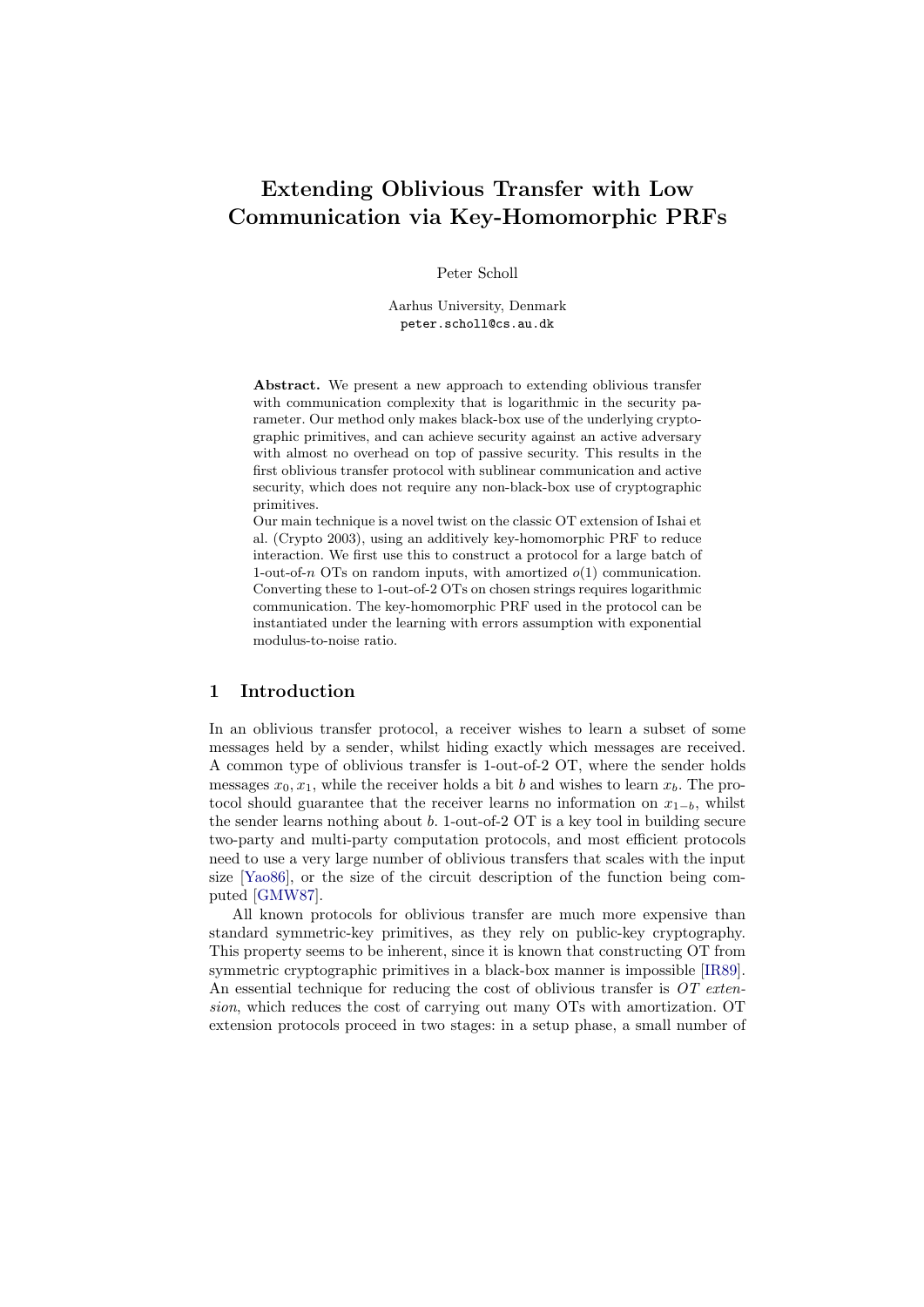# Extending Oblivious Transfer with Low Communication via Key-Homomorphic PRFs

Peter Scholl

Aarhus University, Denmark
peter.scholl@cs.au.dk

**Abstract.** We present a new approach to extending oblivious transfer with communication complexity that is logarithmic in the security parameter. Our method only makes black-box use of the underlying cryptographic primitives, and can achieve security against an active adversary with almost no overhead on top of passive security. This results in the first oblivious transfer protocol with sublinear communication and active security, which does not require any non-black-box use of cryptographic primitives.

Our main technique is a novel twist on the classic OT extension of Ishai et al. (Crypto 2003), using an additively key-homomorphic PRF to reduce interaction. We first use this to construct a protocol for a large batch of 1-out-of-$n$ OTs on random inputs, with amortized $o(1)$ communication. Converting these to 1-out-of-2 OTs on chosen strings requires logarithmic communication. The key-homomorphic PRF used in the protocol can be instantiated under the learning with errors assumption with exponential modulus-to-noise ratio.

## 1 Introduction

In an oblivious transfer protocol, a receiver wishes to learn a subset of some messages held by a sender, whilst hiding exactly which messages are received. A common type of oblivious transfer is 1-out-of-2 OT, where the sender holds messages $x_0, x_1$, while the receiver holds a bit $b$ and wishes to learn $x_b$. The protocol should guarantee that the receiver learns no information on $x_{1-b}$, whilst the sender learns nothing about $b$. 1-out-of-2 OT is a key tool in building secure two-party and multi-party computation protocols, and most efficient protocols need to use a very large number of oblivious transfers that scales with the input size [Yao86], or the size of the circuit description of the function being computed [GMW87].

All known protocols for oblivious transfer are much more expensive than standard symmetric-key primitives, as they rely on public-key cryptography. This property seems to be inherent, since it is known that constructing OT from symmetric cryptographic primitives in a black-box manner is impossible [IR89]. An essential technique for reducing the cost of oblivious transfer is *OT extension*, which reduces the cost of carrying out many OTs with amortization. OT extension protocols proceed in two stages: in a setup phase, a small number of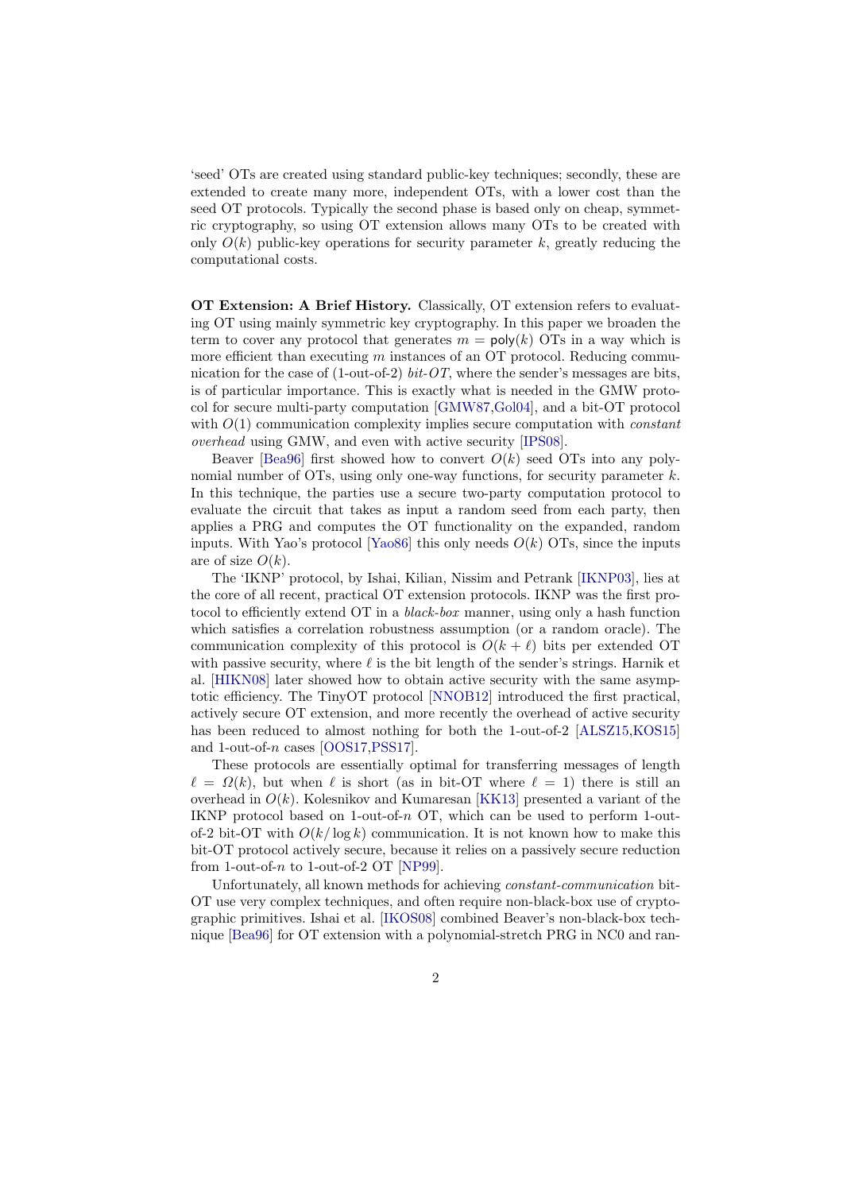'seed' OTs are created using standard public-key techniques; secondly, these are extended to create many more, independent OTs, with a lower cost than the seed OT protocols. Typically the second phase is based only on cheap, symmetric cryptography, so using OT extension allows many OTs to be created with only $O(k)$ public-key operations for security parameter $k$, greatly reducing the computational costs.

**OT Extension: A Brief History.** Classically, OT extension refers to evaluating OT using mainly symmetric key cryptography. In this paper we broaden the term to cover any protocol that generates $m = \mathsf{poly}(k)$ OTs in a way which is more efficient than executing $m$ instances of an OT protocol. Reducing communication for the case of (1-out-of-2) *bit-OT*, where the sender's messages are bits, is of particular importance. This is exactly what is needed in the GMW protocol for secure multi-party computation [GMW87,Gol04], and a bit-OT protocol with $O(1)$ communication complexity implies secure computation with *constant overhead* using GMW, and even with active security [IPS08].

Beaver [Bea96] first showed how to convert $O(k)$ seed OTs into any polynomial number of OTs, using only one-way functions, for security parameter $k$. In this technique, the parties use a secure two-party computation protocol to evaluate the circuit that takes as input a random seed from each party, then applies a PRG and computes the OT functionality on the expanded, random inputs. With Yao's protocol [Yao86] this only needs $O(k)$ OTs, since the inputs are of size $O(k)$.

The 'IKNP' protocol, by Ishai, Kilian, Nissim and Petrank [IKNP03], lies at the core of all recent, practical OT extension protocols. IKNP was the first protocol to efficiently extend OT in a *black-box* manner, using only a hash function which satisfies a correlation robustness assumption (or a random oracle). The communication complexity of this protocol is $O(k + \ell)$ bits per extended OT with passive security, where $\ell$ is the bit length of the sender's strings. Harnik et al. [HIKN08] later showed how to obtain active security with the same asymptotic efficiency. The TinyOT protocol [NNOB12] introduced the first practical, actively secure OT extension, and more recently the overhead of active security has been reduced to almost nothing for both the 1-out-of-2 [ALSZ15,KOS15] and 1-out-of-$n$ cases [OOS17,PSS17].

These protocols are essentially optimal for transferring messages of length $\ell = \Omega(k)$, but when $\ell$ is short (as in bit-OT where $\ell = 1$) there is still an overhead in $O(k)$. Kolesnikov and Kumaresan [KK13] presented a variant of the IKNP protocol based on 1-out-of-$n$ OT, which can be used to perform 1-out-of-2 bit-OT with $O(k/\log k)$ communication. It is not known how to make this bit-OT protocol actively secure, because it relies on a passively secure reduction from 1-out-of-$n$ to 1-out-of-2 OT [NP99].

Unfortunately, all known methods for achieving *constant-communication* bit-OT use very complex techniques, and often require non-black-box use of cryptographic primitives. Ishai et al. [IKOS08] combined Beaver's non-black-box technique [Bea96] for OT extension with a polynomial-stretch PRG in NC0 and ran-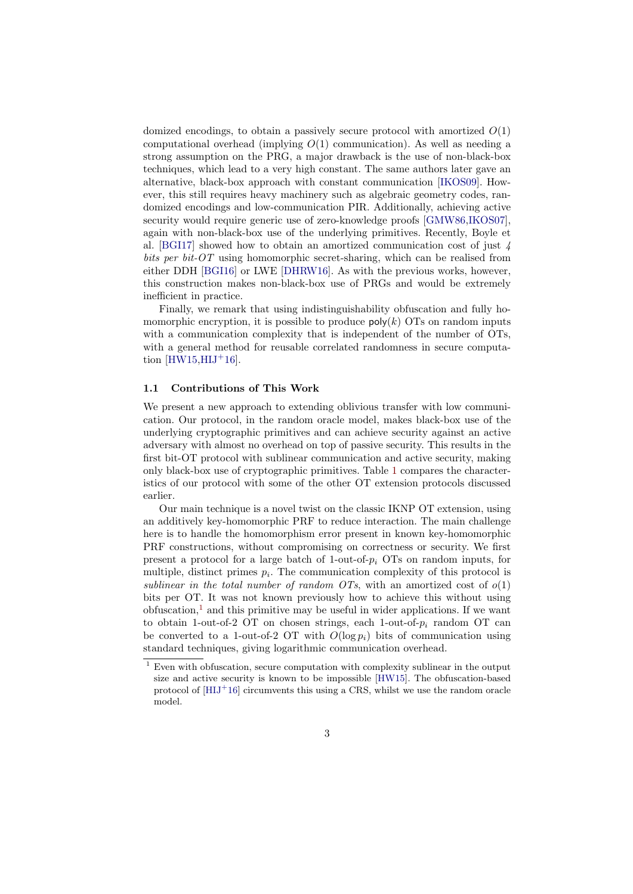domized encodings, to obtain a passively secure protocol with amortized $O(1)$ computational overhead (implying $O(1)$ communication). As well as needing a strong assumption on the PRG, a major drawback is the use of non-black-box techniques, which lead to a very high constant. The same authors later gave an alternative, black-box approach with constant communication [IKOS09]. However, this still requires heavy machinery such as algebraic geometry codes, randomized encodings and low-communication PIR. Additionally, achieving active security would require generic use of zero-knowledge proofs [GMW86,IKOS07], again with non-black-box use of the underlying primitives. Recently, Boyle et al. [BGI17] showed how to obtain an amortized communication cost of just *4 bits per bit-OT* using homomorphic secret-sharing, which can be realised from either DDH [BGI16] or LWE [DHRW16]. As with the previous works, however, this construction makes non-black-box use of PRGs and would be extremely inefficient in practice.

Finally, we remark that using indistinguishability obfuscation and fully homomorphic encryption, it is possible to produce $\mathsf{poly}(k)$ OTs on random inputs with a communication complexity that is independent of the number of OTs, with a general method for reusable correlated randomness in secure computation [HW15,HIJ+16].

### 1.1 Contributions of This Work

We present a new approach to extending oblivious transfer with low communication. Our protocol, in the random oracle model, makes black-box use of the underlying cryptographic primitives and can achieve security against an active adversary with almost no overhead on top of passive security. This results in the first bit-OT protocol with sublinear communication and active security, making only black-box use of cryptographic primitives. Table 1 compares the characteristics of our protocol with some of the other OT extension protocols discussed earlier.

Our main technique is a novel twist on the classic IKNP OT extension, using an additively key-homomorphic PRF to reduce interaction. The main challenge here is to handle the homomorphism error present in known key-homomorphic PRF constructions, without compromising on correctness or security. We first present a protocol for a large batch of 1-out-of-$p_i$ OTs on random inputs, for multiple, distinct primes $p_i$. The communication complexity of this protocol is *sublinear in the total number of random OTs*, with an amortized cost of $o(1)$ bits per OT. It was not known previously how to achieve this without using obfuscation,[1] and this primitive may be useful in wider applications. If we want to obtain 1-out-of-2 OT on chosen strings, each 1-out-of-$p_i$ random OT can be converted to a 1-out-of-2 OT with $O(\log p_i)$ bits of communication using standard techniques, giving logarithmic communication overhead.

[1] Even with obfuscation, secure computation with complexity sublinear in the output size and active security is known to be impossible [HW15]. The obfuscation-based protocol of [HIJ+16] circumvents this using a CRS, whilst we use the random oracle model.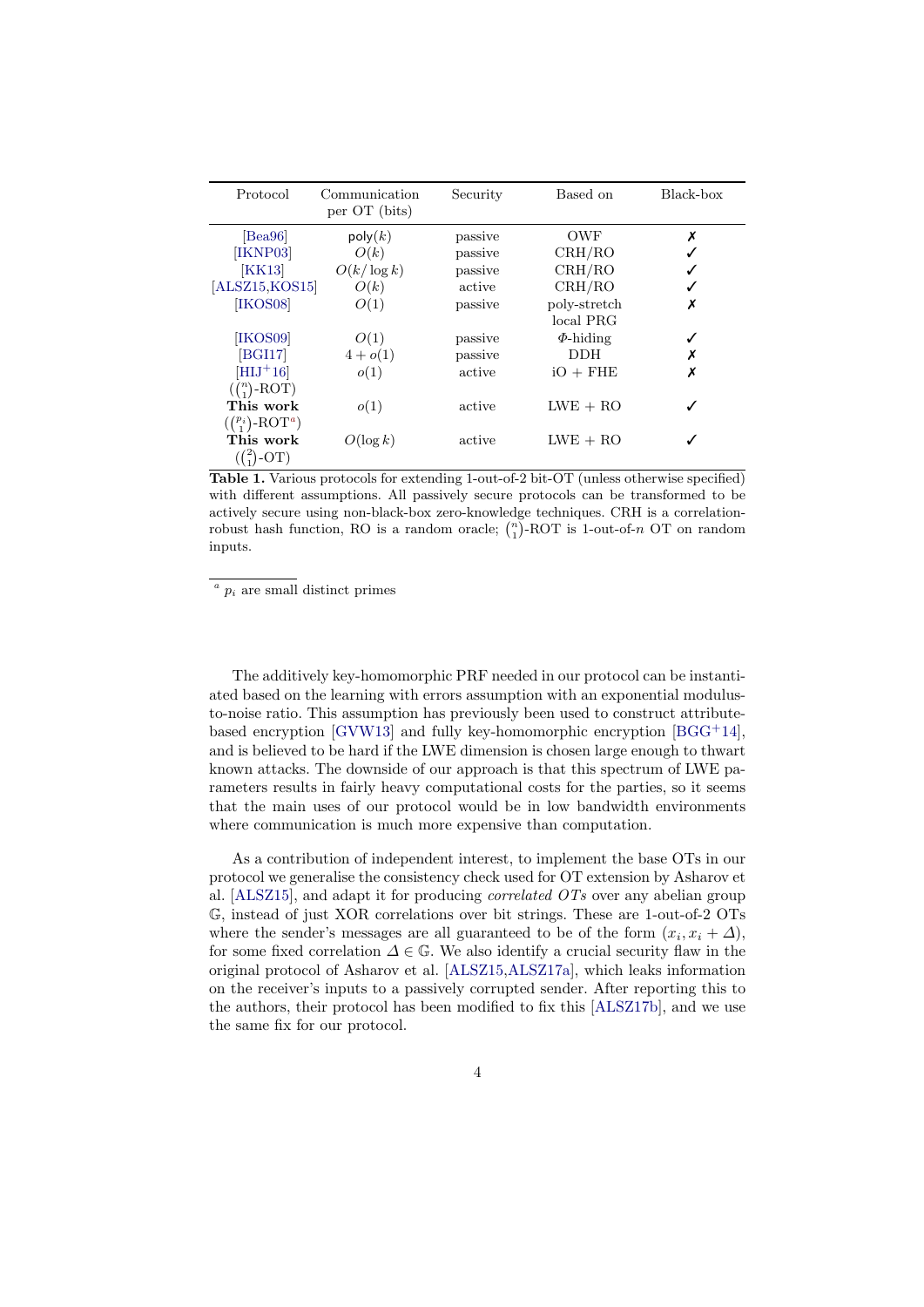| Protocol | Communication per OT (bits) | Security | Based on | Black-box |
|---|---|---|---|---|
| [Bea96] | $\mathsf{poly}(k)$ | passive | OWF | ✗ |
| [IKNP03] | $O(k)$ | passive | CRH/RO | ✓ |
| [KK13] | $O(k/\log k)$ | passive | CRH/RO | ✓ |
| [ALSZ15,KOS15] | $O(k)$ | active | CRH/RO | ✓ |
| [IKOS08] | $O(1)$ | passive | poly-stretch local PRG | ✗ |
| [IKOS09] | $O(1)$ | passive | $\Phi$-hiding | ✓ |
| [BGI17] | $4 + o(1)$ | passive | DDH | ✗ |
| [HIJ+16] $(\binom{n}{1}$-ROT$)$ | $o(1)$ | active | iO + FHE | ✗ |
| **This work** $(\binom{p_i}{1}$-ROT$^a)$ | $o(1)$ | active | LWE + RO | ✓ |
| **This work** $(\binom{2}{1}$-OT$)$ | $O(\log k)$ | active | LWE + RO | ✓ |

**Table 1.** Various protocols for extending 1-out-of-2 bit-OT (unless otherwise specified) with different assumptions. All passively secure protocols can be transformed to be actively secure using non-black-box zero-knowledge techniques. CRH is a correlation-robust hash function, RO is a random oracle; $\binom{n}{1}$-ROT is 1-out-of-$n$ OT on random inputs.

[a] $p_i$ are small distinct primes

The additively key-homomorphic PRF needed in our protocol can be instantiated based on the learning with errors assumption with an exponential modulus-to-noise ratio. This assumption has previously been used to construct attribute-based encryption [GVW13] and fully key-homomorphic encryption [BGG+14], and is believed to be hard if the LWE dimension is chosen large enough to thwart known attacks. The downside of our approach is that this spectrum of LWE parameters results in fairly heavy computational costs for the parties, so it seems that the main uses of our protocol would be in low bandwidth environments where communication is much more expensive than computation.

As a contribution of independent interest, to implement the base OTs in our protocol we generalise the consistency check used for OT extension by Asharov et al. [ALSZ15], and adapt it for producing *correlated OTs* over any abelian group $\mathbb{G}$, instead of just XOR correlations over bit strings. These are 1-out-of-2 OTs where the sender's messages are all guaranteed to be of the form $(x_i, x_i + \Delta)$, for some fixed correlation $\Delta \in \mathbb{G}$. We also identify a crucial security flaw in the original protocol of Asharov et al. [ALSZ15,ALSZ17a], which leaks information on the receiver's inputs to a passively corrupted sender. After reporting this to the authors, their protocol has been modified to fix this [ALSZ17b], and we use the same fix for our protocol.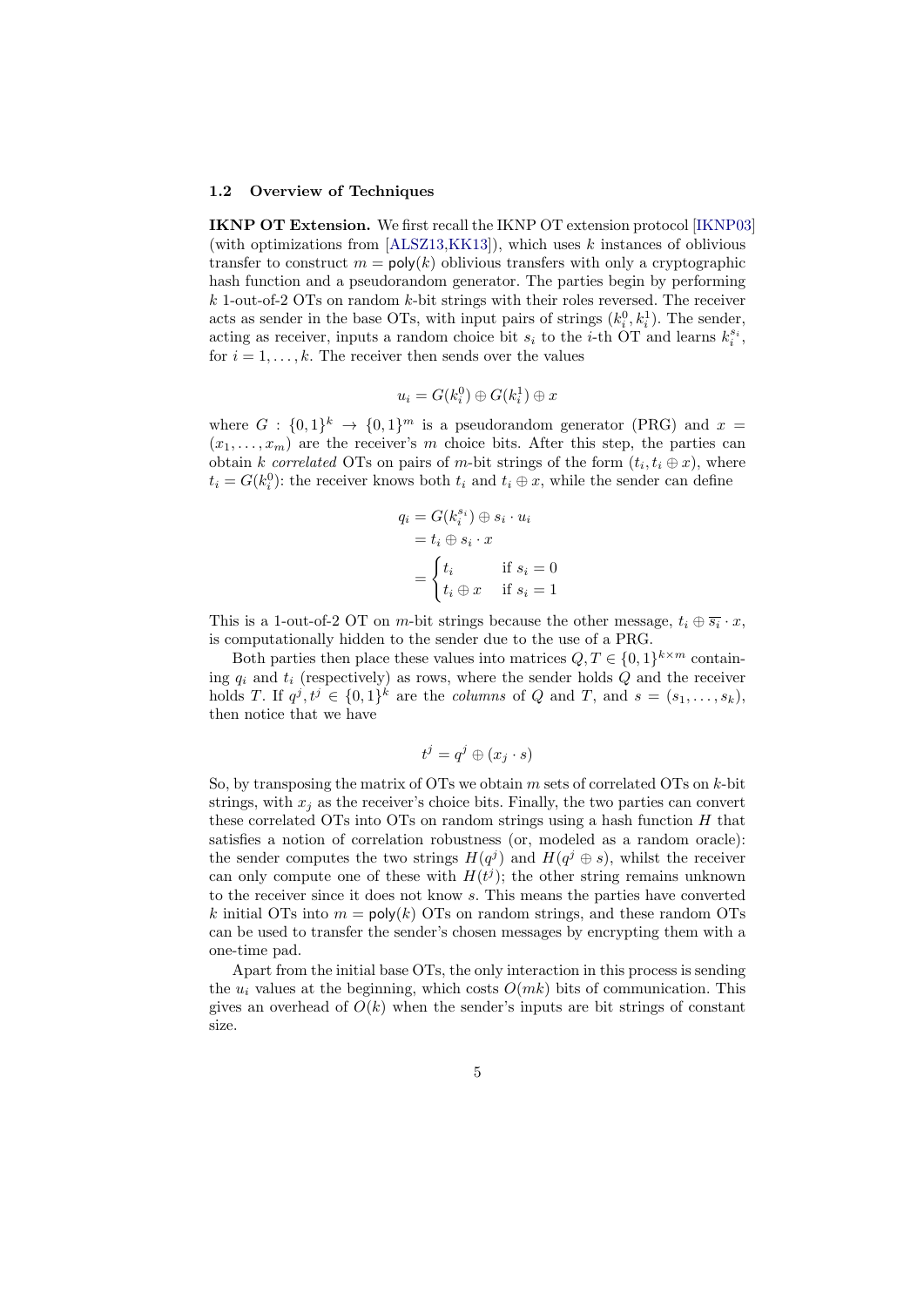### 1.2 Overview of Techniques

**IKNP OT Extension.** We first recall the IKNP OT extension protocol [IKNP03] (with optimizations from [ALSZ13,KK13]), which uses $k$ instances of oblivious transfer to construct $m = \mathsf{poly}(k)$ oblivious transfers with only a cryptographic hash function and a pseudorandom generator. The parties begin by performing $k$ 1-out-of-2 OTs on random $k$-bit strings with their roles reversed. The receiver acts as sender in the base OTs, with input pairs of strings $(k_i^0, k_i^1)$. The sender, acting as receiver, inputs a random choice bit $s_i$ to the $i$-th OT and learns $k_i^{s_i}$, for $i = 1, \ldots, k$. The receiver then sends over the values

$$u_i = G(k_i^0) \oplus G(k_i^1) \oplus x$$

where $G : \{0,1\}^k \to \{0,1\}^m$ is a pseudorandom generator (PRG) and $x = (x_1, \ldots, x_m)$ are the receiver's $m$ choice bits. After this step, the parties can obtain $k$ *correlated* OTs on pairs of $m$-bit strings of the form $(t_i, t_i \oplus x)$, where $t_i = G(k_i^0)$: the receiver knows both $t_i$ and $t_i \oplus x$, while the sender can define

$$\begin{aligned} q_i &= G(k_i^{s_i}) \oplus s_i \cdot u_i \\ &= t_i \oplus s_i \cdot x \\ &= \begin{cases} t_i & \text{if } s_i = 0 \\ t_i \oplus x & \text{if } s_i = 1 \end{cases} \end{aligned}$$

This is a 1-out-of-2 OT on $m$-bit strings because the other message, $t_i \oplus \overline{s_i} \cdot x$, is computationally hidden to the sender due to the use of a PRG.

Both parties then place these values into matrices $Q, T \in \{0,1\}^{k \times m}$ containing $q_i$ and $t_i$ (respectively) as rows, where the sender holds $Q$ and the receiver holds $T$. If $q^j, t^j \in \{0,1\}^k$ are the *columns* of $Q$ and $T$, and $s = (s_1, \ldots, s_k)$, then notice that we have

$$t^j = q^j \oplus (x_j \cdot s)$$

So, by transposing the matrix of OTs we obtain $m$ sets of correlated OTs on $k$-bit strings, with $x_j$ as the receiver's choice bits. Finally, the two parties can convert these correlated OTs into OTs on random strings using a hash function $H$ that satisfies a notion of correlation robustness (or, modeled as a random oracle): the sender computes the two strings $H(q^j)$ and $H(q^j \oplus s)$, whilst the receiver can only compute one of these with $H(t^j)$; the other string remains unknown to the receiver since it does not know $s$. This means the parties have converted $k$ initial OTs into $m = \mathsf{poly}(k)$ OTs on random strings, and these random OTs can be used to transfer the sender's chosen messages by encrypting them with a one-time pad.

Apart from the initial base OTs, the only interaction in this process is sending the $u_i$ values at the beginning, which costs $O(mk)$ bits of communication. This gives an overhead of $O(k)$ when the sender's inputs are bit strings of constant size.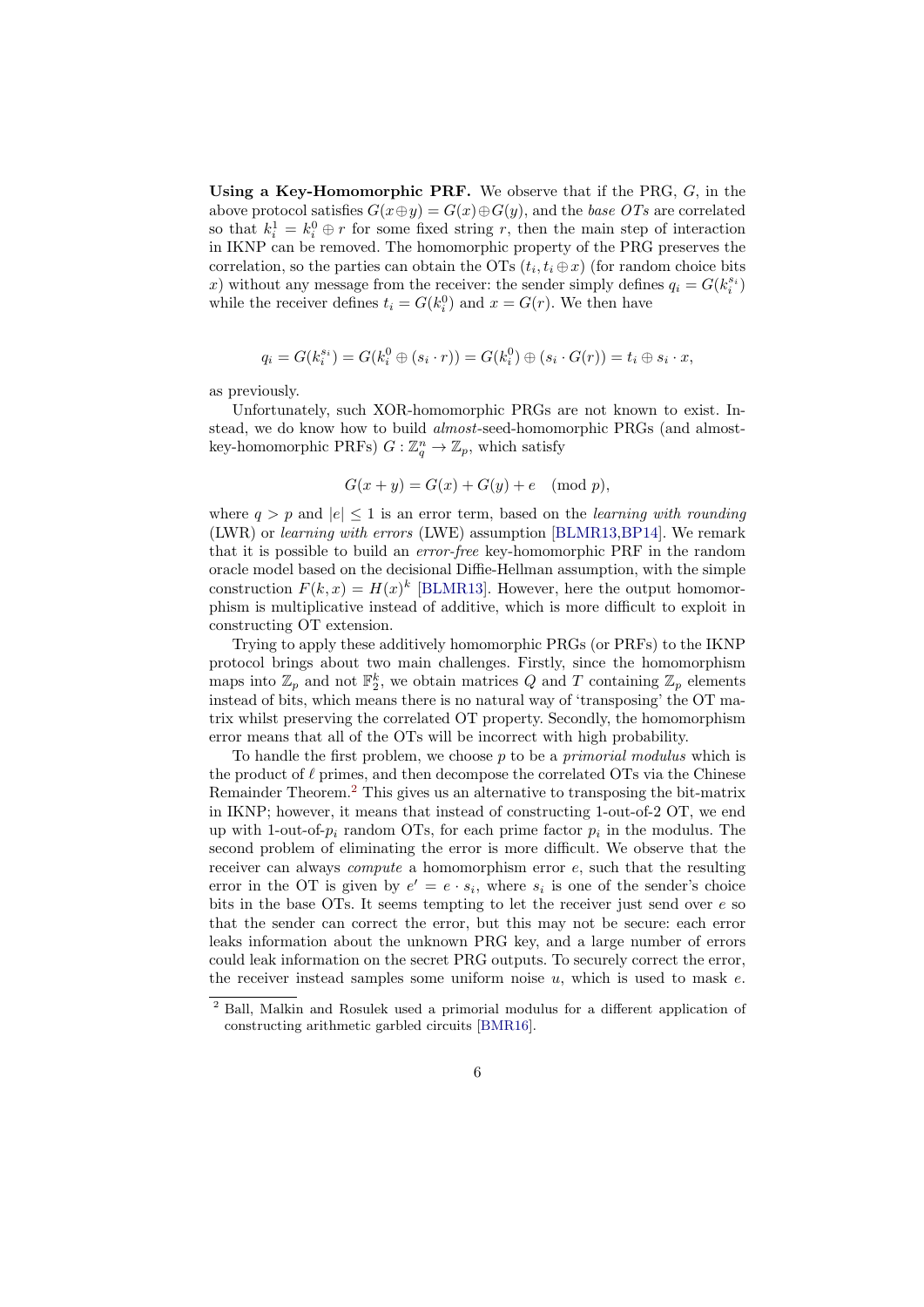**Using a Key-Homomorphic PRF.** We observe that if the PRG, $G$, in the above protocol satisfies $G(x \oplus y) = G(x) \oplus G(y)$, and the *base OTs* are correlated so that $k_i^1 = k_i^0 \oplus r$ for some fixed string $r$, then the main step of interaction in IKNP can be removed. The homomorphic property of the PRG preserves the correlation, so the parties can obtain the OTs $(t_i, t_i \oplus x)$ (for random choice bits $x$) without any message from the receiver: the sender simply defines $q_i = G(k_i^{s_i})$ while the receiver defines $t_i = G(k_i^0)$ and $x = G(r)$. We then have

$$q_i = G(k_i^{s_i}) = G(k_i^0 \oplus (s_i \cdot r)) = G(k_i^0) \oplus (s_i \cdot G(r)) = t_i \oplus s_i \cdot x,$$

as previously.

Unfortunately, such XOR-homomorphic PRGs are not known to exist. Instead, we do know how to build *almost*-seed-homomorphic PRGs (and almost-key-homomorphic PRFs) $G : \mathbb{Z}_q^n \to \mathbb{Z}_p$, which satisfy

$$G(x + y) = G(x) + G(y) + e \pmod{p},$$

where $q > p$ and $|e| \leq 1$ is an error term, based on the *learning with rounding* (LWR) or *learning with errors* (LWE) assumption [BLMR13,BP14]. We remark that it is possible to build an *error-free* key-homomorphic PRF in the random oracle model based on the decisional Diffie-Hellman assumption, with the simple construction $F(k, x) = H(x)^k$ [BLMR13]. However, here the output homomorphism is multiplicative instead of additive, which is more difficult to exploit in constructing OT extension.

Trying to apply these additively homomorphic PRGs (or PRFs) to the IKNP protocol brings about two main challenges. Firstly, since the homomorphism maps into $\mathbb{Z}_p$ and not $\mathbb{F}_2^k$, we obtain matrices $Q$ and $T$ containing $\mathbb{Z}_p$ elements instead of bits, which means there is no natural way of 'transposing' the OT matrix whilst preserving the correlated OT property. Secondly, the homomorphism error means that all of the OTs will be incorrect with high probability.

To handle the first problem, we choose $p$ to be a *primorial modulus* which is the product of $\ell$ primes, and then decompose the correlated OTs via the Chinese Remainder Theorem.[2] This gives us an alternative to transposing the bit-matrix in IKNP; however, it means that instead of constructing 1-out-of-2 OT, we end up with 1-out-of-$p_i$ random OTs, for each prime factor $p_i$ in the modulus. The second problem of eliminating the error is more difficult. We observe that the receiver can always *compute* a homomorphism error $e$, such that the resulting error in the OT is given by $e' = e \cdot s_i$, where $s_i$ is one of the sender's choice bits in the base OTs. It seems tempting to let the receiver just send over $e$ so that the sender can correct the error, but this may not be secure: each error leaks information about the unknown PRG key, and a large number of errors could leak information on the secret PRG outputs. To securely correct the error, the receiver instead samples some uniform noise $u$, which is used to mask $e$.

[2] Ball, Malkin and Rosulek used a primorial modulus for a different application of constructing arithmetic garbled circuits [BMR16].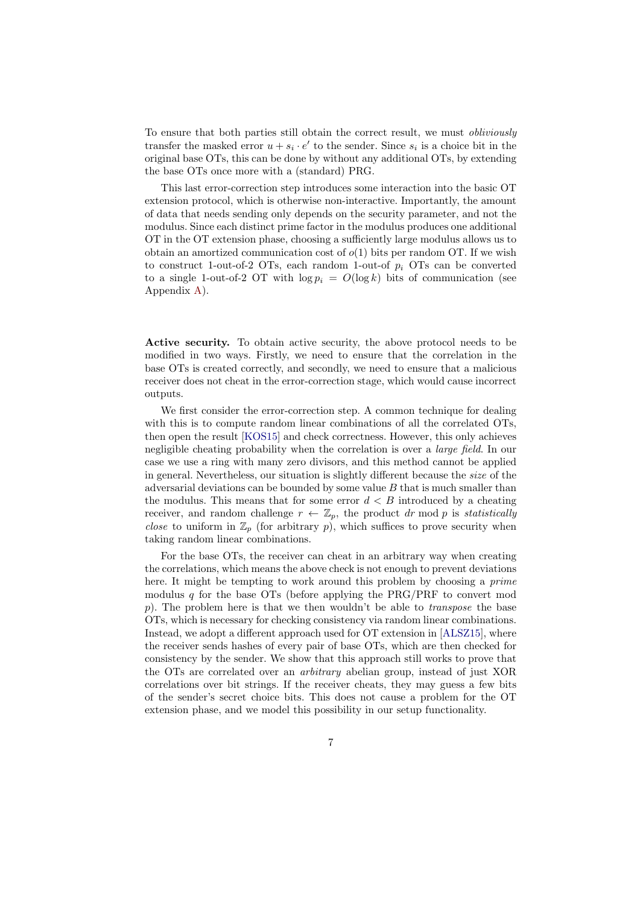To ensure that both parties still obtain the correct result, we must *obliviously* transfer the masked error $u + s_i \cdot e'$ to the sender. Since $s_i$ is a choice bit in the original base OTs, this can be done by without any additional OTs, by extending the base OTs once more with a (standard) PRG.

This last error-correction step introduces some interaction into the basic OT extension protocol, which is otherwise non-interactive. Importantly, the amount of data that needs sending only depends on the security parameter, and not the modulus. Since each distinct prime factor in the modulus produces one additional OT in the OT extension phase, choosing a sufficiently large modulus allows us to obtain an amortized communication cost of $o(1)$ bits per random OT. If we wish to construct 1-out-of-2 OTs, each random 1-out-of $p_i$ OTs can be converted to a single 1-out-of-2 OT with $\log p_i = O(\log k)$ bits of communication (see Appendix A).

**Active security.** To obtain active security, the above protocol needs to be modified in two ways. Firstly, we need to ensure that the correlation in the base OTs is created correctly, and secondly, we need to ensure that a malicious receiver does not cheat in the error-correction stage, which would cause incorrect outputs.

We first consider the error-correction step. A common technique for dealing with this is to compute random linear combinations of all the correlated OTs, then open the result [KOS15] and check correctness. However, this only achieves negligible cheating probability when the correlation is over a *large field*. In our case we use a ring with many zero divisors, and this method cannot be applied in general. Nevertheless, our situation is slightly different because the *size* of the adversarial deviations can be bounded by some value $B$ that is much smaller than the modulus. This means that for some error $d < B$ introduced by a cheating receiver, and random challenge $r \leftarrow \mathbb{Z}_p$, the product $dr \bmod p$ is *statistically close* to uniform in $\mathbb{Z}_p$ (for arbitrary $p$), which suffices to prove security when taking random linear combinations.

For the base OTs, the receiver can cheat in an arbitrary way when creating the correlations, which means the above check is not enough to prevent deviations here. It might be tempting to work around this problem by choosing a *prime* modulus $q$ for the base OTs (before applying the PRG/PRF to convert mod $p$). The problem here is that we then wouldn't be able to *transpose* the base OTs, which is necessary for checking consistency via random linear combinations. Instead, we adopt a different approach used for OT extension in [ALSZ15], where the receiver sends hashes of every pair of base OTs, which are then checked for consistency by the sender. We show that this approach still works to prove that the OTs are correlated over an *arbitrary* abelian group, instead of just XOR correlations over bit strings. If the receiver cheats, they may guess a few bits of the sender's secret choice bits. This does not cause a problem for the OT extension phase, and we model this possibility in our setup functionality.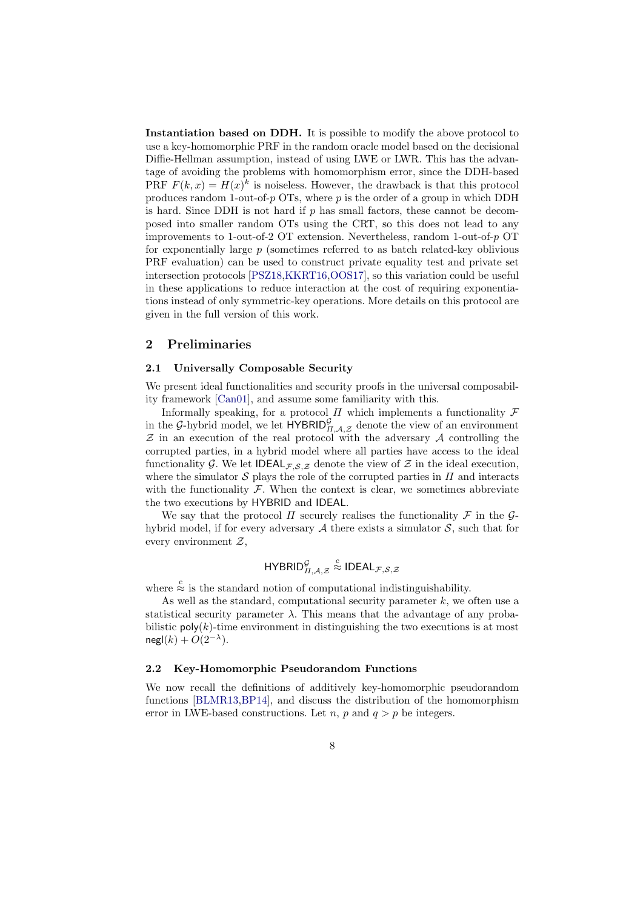**Instantiation based on DDH.** It is possible to modify the above protocol to use a key-homomorphic PRF in the random oracle model based on the decisional Diffie-Hellman assumption, instead of using LWE or LWR. This has the advantage of avoiding the problems with homomorphism error, since the DDH-based PRF $F(k, x) = H(x)^k$ is noiseless. However, the drawback is that this protocol produces random 1-out-of-$p$ OTs, where $p$ is the order of a group in which DDH is hard. Since DDH is not hard if $p$ has small factors, these cannot be decomposed into smaller random OTs using the CRT, so this does not lead to any improvements to 1-out-of-2 OT extension. Nevertheless, random 1-out-of-$p$ OT for exponentially large $p$ (sometimes referred to as batch related-key oblivious PRF evaluation) can be used to construct private equality test and private set intersection protocols [PSZ18,KKRT16,OOS17], so this variation could be useful in these applications to reduce interaction at the cost of requiring exponentiations instead of only symmetric-key operations. More details on this protocol are given in the full version of this work.

## 2 Preliminaries

### 2.1 Universally Composable Security

We present ideal functionalities and security proofs in the universal composability framework [Can01], and assume some familiarity with this.

Informally speaking, for a protocol $\Pi$ which implements a functionality $\mathcal{F}$ in the $\mathcal{G}$-hybrid model, we let $\mathsf{HYBRID}^{\mathcal{G}}_{\Pi,\mathcal{A},\mathcal{Z}}$ denote the view of an environment $\mathcal{Z}$ in an execution of the real protocol with the adversary $\mathcal{A}$ controlling the corrupted parties, in a hybrid model where all parties have access to the ideal functionality $\mathcal{G}$. We let $\mathsf{IDEAL}_{\mathcal{F},\mathcal{S},\mathcal{Z}}$ denote the view of $\mathcal{Z}$ in the ideal execution, where the simulator $\mathcal{S}$ plays the role of the corrupted parties in $\Pi$ and interacts with the functionality $\mathcal{F}$. When the context is clear, we sometimes abbreviate the two executions by $\mathsf{HYBRID}$ and $\mathsf{IDEAL}$.

We say that the protocol $\Pi$ securely realises the functionality $\mathcal{F}$ in the $\mathcal{G}$-hybrid model, if for every adversary $\mathcal{A}$ there exists a simulator $\mathcal{S}$, such that for every environment $\mathcal{Z}$,

$$\mathsf{HYBRID}^{\mathcal{G}}_{\Pi,\mathcal{A},\mathcal{Z}} \overset{c}{\approx} \mathsf{IDEAL}_{\mathcal{F},\mathcal{S},\mathcal{Z}}$$

where $\overset{c}{\approx}$ is the standard notion of computational indistinguishability.

As well as the standard, computational security parameter $k$, we often use a statistical security parameter $\lambda$. This means that the advantage of any probabilistic $\mathsf{poly}(k)$-time environment in distinguishing the two executions is at most $\mathsf{negl}(k) + O(2^{-\lambda})$.

### 2.2 Key-Homomorphic Pseudorandom Functions

We now recall the definitions of additively key-homomorphic pseudorandom functions [BLMR13,BP14], and discuss the distribution of the homomorphism error in LWE-based constructions. Let $n$, $p$ and $q > p$ be integers.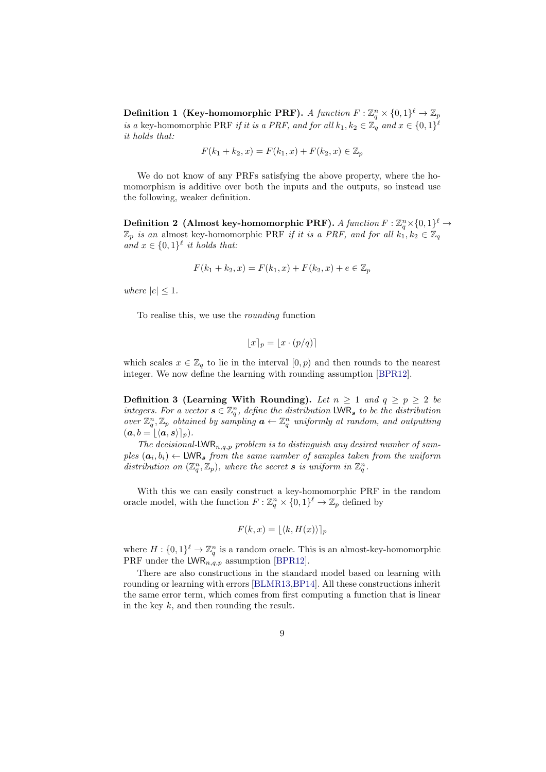**Definition 1 (Key-homomorphic PRF).** *A function $F : \mathbb{Z}_q^n \times \{0,1\}^\ell \to \mathbb{Z}_p$ is a* key-homomorphic PRF *if it is a PRF, and for all $k_1, k_2 \in \mathbb{Z}_q$ and $x \in \{0,1\}^\ell$ it holds that:*

$$F(k_1 + k_2, x) = F(k_1, x) + F(k_2, x) \in \mathbb{Z}_p$$

We do not know of any PRFs satisfying the above property, where the homomorphism is additive over both the inputs and the outputs, so instead use the following, weaker definition.

**Definition 2 (Almost key-homomorphic PRF).** *A function $F : \mathbb{Z}_q^n \times \{0,1\}^\ell \to \mathbb{Z}_p$ is an* almost key-homomorphic PRF *if it is a PRF, and for all $k_1, k_2 \in \mathbb{Z}_q$ and $x \in \{0,1\}^\ell$ it holds that:*

$$F(k_1 + k_2, x) = F(k_1, x) + F(k_2, x) + e \in \mathbb{Z}_p$$

*where $|e| \leq 1$.*

To realise this, we use the *rounding* function

$$\lfloor x \rceil_p = \lfloor x \cdot (p/q) \rceil$$

which scales $x \in \mathbb{Z}_q$ to lie in the interval $[0, p)$ and then rounds to the nearest integer. We now define the learning with rounding assumption [BPR12].

**Definition 3 (Learning With Rounding).** *Let $n \geq 1$ and $q \geq p \geq 2$ be integers. For a vector $\boldsymbol{s} \in \mathbb{Z}_q^n$, define the distribution $\mathsf{LWR}_{\boldsymbol{s}}$ to be the distribution over $\mathbb{Z}_q^n, \mathbb{Z}_p$ obtained by sampling $\boldsymbol{a} \leftarrow \mathbb{Z}_q^n$ uniformly at random, and outputting $(\boldsymbol{a}, b = \lfloor \langle \boldsymbol{a}, \boldsymbol{s} \rangle \rceil_p)$.*

*The decisional-$\mathsf{LWR}_{n,q,p}$ problem is to distinguish any desired number of samples $(\boldsymbol{a}_i, b_i) \leftarrow \mathsf{LWR}_{\boldsymbol{s}}$ from the same number of samples taken from the uniform distribution on $(\mathbb{Z}_q^n, \mathbb{Z}_p)$, where the secret $\boldsymbol{s}$ is uniform in $\mathbb{Z}_q^n$.*

With this we can easily construct a key-homomorphic PRF in the random oracle model, with the function $F : \mathbb{Z}_q^n \times \{0,1\}^\ell \to \mathbb{Z}_p$ defined by

$$F(k, x) = \lfloor \langle k, H(x) \rangle \rceil_p$$

where $H : \{0,1\}^\ell \to \mathbb{Z}_q^n$ is a random oracle. This is an almost-key-homomorphic PRF under the $\mathsf{LWR}_{n,q,p}$ assumption [BPR12].

There are also constructions in the standard model based on learning with rounding or learning with errors [BLMR13,BP14]. All these constructions inherit the same error term, which comes from first computing a function that is linear in the key $k$, and then rounding the result.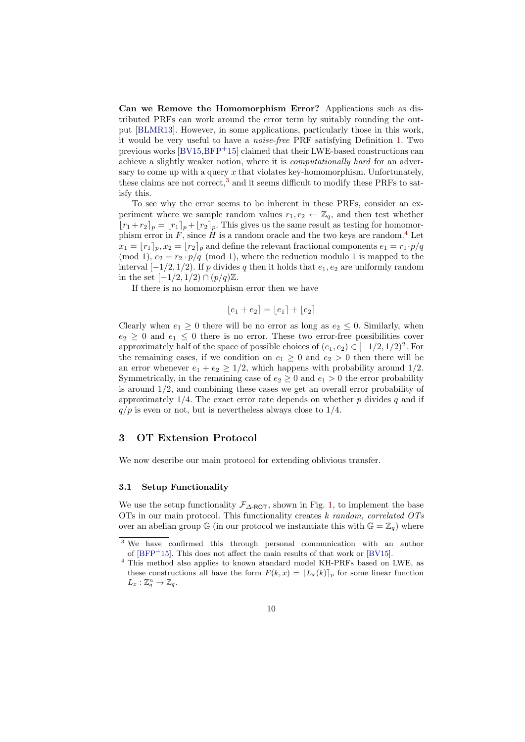**Can we Remove the Homomorphism Error?** Applications such as distributed PRFs can work around the error term by suitably rounding the output [BLMR13]. However, in some applications, particularly those in this work, it would be very useful to have a *noise-free* PRF satisfying Definition 1. Two previous works [BV15,BFP[+]15] claimed that their LWE-based constructions can achieve a slightly weaker notion, where it is *computationally hard* for an adversary to come up with a query $x$ that violates key-homomorphism. Unfortunately, these claims are not correct,[3] and it seems difficult to modify these PRFs to satisfy this.

To see why the error seems to be inherent in these PRFs, consider an experiment where we sample random values $r_1, r_2 \leftarrow \mathbb{Z}_q$, and then test whether $\lfloor r_1 + r_2 \rceil_p = \lfloor r_1 \rceil_p + \lfloor r_2 \rceil_p$. This gives us the same result as testing for homomorphism error in $F$, since $H$ is a random oracle and the two keys are random.[4] Let $x_1 = \lfloor r_1 \rceil_p, x_2 = \lfloor r_2 \rceil_p$ and define the relevant fractional components $e_1 = r_1 \cdot p/q \pmod 1$, $e_2 = r_2 \cdot p/q \pmod 1$, where the reduction modulo 1 is mapped to the interval $[-1/2, 1/2)$. If $p$ divides $q$ then it holds that $e_1, e_2$ are uniformly random in the set $[-1/2, 1/2) \cap (p/q)\mathbb{Z}$.

If there is no homomorphism error then we have

$$\lfloor e_1 + e_2 \rceil = \lfloor e_1 \rceil + \lfloor e_2 \rceil$$

Clearly when $e_1 \geq 0$ there will be no error as long as $e_2 \leq 0$. Similarly, when $e_2 \geq 0$ and $e_1 \leq 0$ there is no error. These two error-free possibilities cover approximately half of the space of possible choices of $(e_1, e_2) \in [-1/2, 1/2)^2$. For the remaining cases, if we condition on $e_1 \geq 0$ and $e_2 > 0$ then there will be an error whenever $e_1 + e_2 \geq 1/2$, which happens with probability around $1/2$. Symmetrically, in the remaining case of $e_2 \geq 0$ and $e_1 > 0$ the error probability is around $1/2$, and combining these cases we get an overall error probability of approximately $1/4$. The exact error rate depends on whether $p$ divides $q$ and if $q/p$ is even or not, but is nevertheless always close to $1/4$.

## 3 OT Extension Protocol

We now describe our main protocol for extending oblivious transfer.

### 3.1 Setup Functionality

We use the setup functionality $\mathcal{F}_{\Delta\text{-ROT}}$, shown in Fig. 1, to implement the base OTs in our main protocol. This functionality creates $k$ *random, correlated OTs* over an abelian group $\mathbb{G}$ (in our protocol we instantiate this with $\mathbb{G} = \mathbb{Z}_q$) where

[3] We have confirmed this through personal communication with an author of [BFP[+]15]. This does not affect the main results of that work or [BV15].

[4] This method also applies to known standard model KH-PRFs based on LWE, as these constructions all have the form $F(k, x) = \lfloor L_x(k) \rceil_p$ for some linear function $L_x : \mathbb{Z}_q^n \to \mathbb{Z}_q$.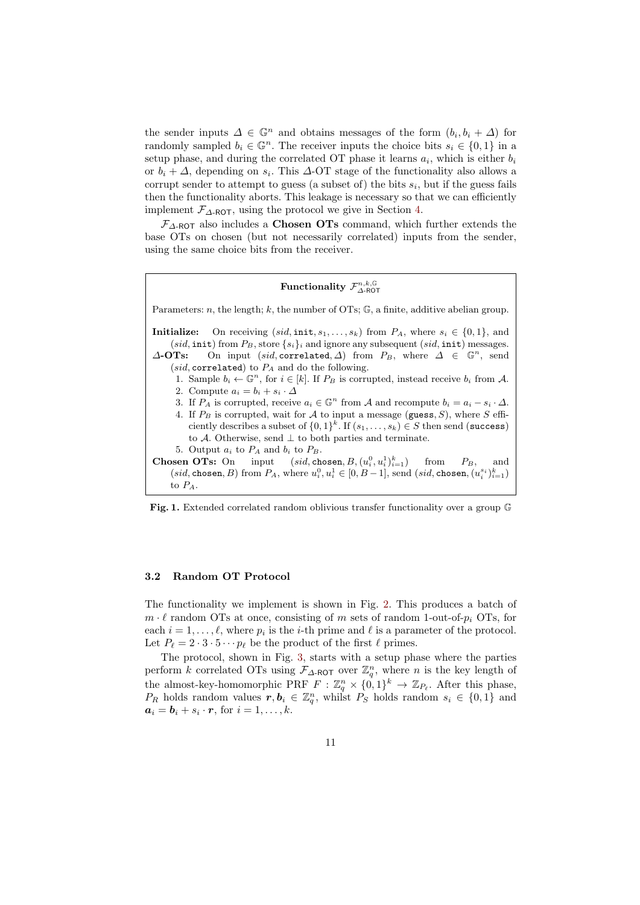the sender inputs $\Delta \in \mathbb{G}^n$ and obtains messages of the form $(b_i, b_i + \Delta)$ for randomly sampled $b_i \in \mathbb{G}^n$. The receiver inputs the choice bits $s_i \in \{0,1\}$ in a setup phase, and during the correlated OT phase it learns $a_i$, which is either $b_i$ or $b_i + \Delta$, depending on $s_i$. This $\Delta$-OT stage of the functionality also allows a corrupt sender to attempt to guess (a subset of) the bits $s_i$, but if the guess fails then the functionality aborts. This leakage is necessary so that we can efficiently implement $\mathcal{F}_{\Delta\text{-ROT}}$, using the protocol we give in Section 4.

$\mathcal{F}_{\Delta\text{-ROT}}$ also includes a **Chosen OTs** command, which further extends the base OTs on chosen (but not necessarily correlated) inputs from the sender, using the same choice bits from the receiver.

---

**Functionality $\mathcal{F}^{n,k,\mathbb{G}}_{\Delta\text{-ROT}}$**

Parameters: $n$, the length; $k$, the number of OTs; $\mathbb{G}$, a finite, additive abelian group.

**Initialize:** On receiving $(sid, \texttt{init}, s_1, \ldots, s_k)$ from $P_A$, where $s_i \in \{0,1\}$, and $(sid, \texttt{init})$ from $P_B$, store $\{s_i\}_i$ and ignore any subsequent $(sid, \texttt{init})$ messages.

**$\Delta$-OTs:** On input $(sid, \texttt{correlated}, \Delta)$ from $P_B$, where $\Delta \in \mathbb{G}^n$, send $(sid, \texttt{correlated})$ to $P_A$ and do the following.

1. Sample $b_i \leftarrow \mathbb{G}^n$, for $i \in [k]$. If $P_B$ is corrupted, instead receive $b_i$ from $\mathcal{A}$.
2. Compute $a_i = b_i + s_i \cdot \Delta$
3. If $P_A$ is corrupted, receive $a_i \in \mathbb{G}^n$ from $\mathcal{A}$ and recompute $b_i = a_i - s_i \cdot \Delta$.
4. If $P_B$ is corrupted, wait for $\mathcal{A}$ to input a message $(\texttt{guess}, S)$, where $S$ efficiently describes a subset of $\{0,1\}^k$. If $(s_1, \ldots, s_k) \in S$ then send $(\texttt{success})$ to $\mathcal{A}$. Otherwise, send $\perp$ to both parties and terminate.
5. Output $a_i$ to $P_A$ and $b_i$ to $P_B$.

**Chosen OTs:** On input $(sid, \texttt{chosen}, B, (u_i^0, u_i^1)_{i=1}^k)$ from $P_B$, and $(sid, \texttt{chosen}, B)$ from $P_A$, where $u_i^0, u_i^1 \in [0, B-1]$, send $(sid, \texttt{chosen}, (u_i^{s_i})_{i=1}^k)$ to $P_A$.

---

**Fig. 1.** Extended correlated random oblivious transfer functionality over a group $\mathbb{G}$

### 3.2 Random OT Protocol

The functionality we implement is shown in Fig. 2. This produces a batch of $m \cdot \ell$ random OTs at once, consisting of $m$ sets of random 1-out-of-$p_i$ OTs, for each $i = 1, \ldots, \ell$, where $p_i$ is the $i$-th prime and $\ell$ is a parameter of the protocol. Let $P_\ell = 2 \cdot 3 \cdot 5 \cdots p_\ell$ be the product of the first $\ell$ primes.

The protocol, shown in Fig. 3, starts with a setup phase where the parties perform $k$ correlated OTs using $\mathcal{F}_{\Delta\text{-ROT}}$ over $\mathbb{Z}_q^n$, where $n$ is the key length of the almost-key-homomorphic PRF $F : \mathbb{Z}_q^n \times \{0,1\}^k \rightarrow \mathbb{Z}_{P_\ell}$. After this phase, $P_R$ holds random values $\boldsymbol{r}, \boldsymbol{b}_i \in \mathbb{Z}_q^n$, whilst $P_S$ holds random $s_i \in \{0,1\}$ and $\boldsymbol{a}_i = \boldsymbol{b}_i + s_i \cdot \boldsymbol{r}$, for $i = 1, \ldots, k$.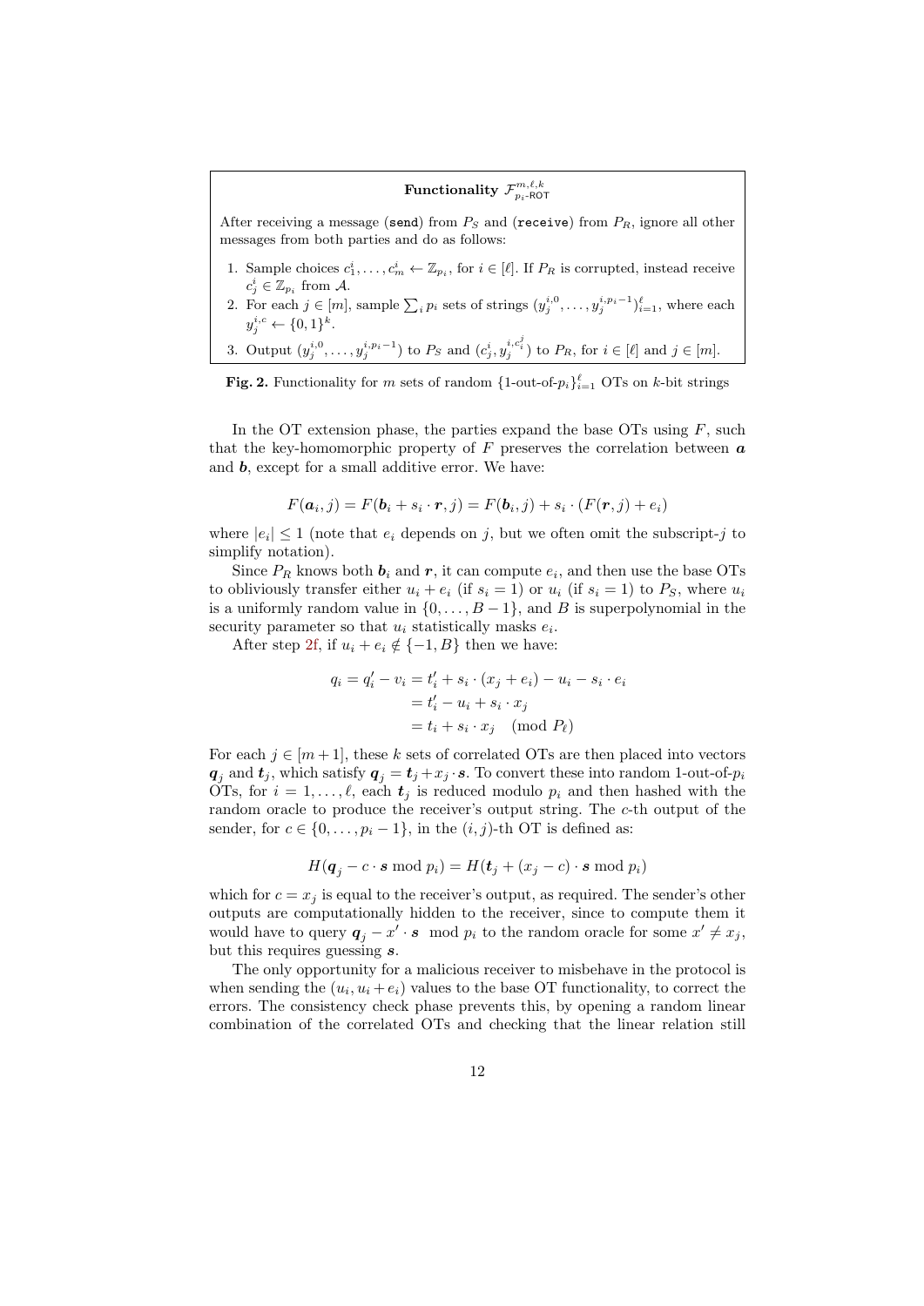**Functionality $\mathcal{F}^{m,\ell,k}_{p_i\text{-ROT}}$**

After receiving a message (send) from $P_S$ and (receive) from $P_R$, ignore all other messages from both parties and do as follows:

1. Sample choices $c^i_1, \ldots, c^i_m \leftarrow \mathbb{Z}_{p_i}$, for $i \in [\ell]$. If $P_R$ is corrupted, instead receive $c^i_j \in \mathbb{Z}_{p_i}$ from $\mathcal{A}$.
2. For each $j \in [m]$, sample $\sum_i p_i$ sets of strings $(y^{i,0}_j, \ldots, y^{i,p_i-1}_j)^{\ell}_{i=1}$, where each $y^{i,c}_j \leftarrow \{0,1\}^k$.
3. Output $(y^{i,0}_j, \ldots, y^{i,p_i-1}_j)$ to $P_S$ and $(c^i_j, y^{i,c^j_i}_j)$ to $P_R$, for $i \in [\ell]$ and $j \in [m]$.

**Fig. 2.** Functionality for $m$ sets of random $\{1\text{-out-of-}p_i\}^{\ell}_{i=1}$ OTs on $k$-bit strings

In the OT extension phase, the parties expand the base OTs using $F$, such that the key-homomorphic property of $F$ preserves the correlation between $\boldsymbol{a}$ and $\boldsymbol{b}$, except for a small additive error. We have:

$$F(\boldsymbol{a}_i, j) = F(\boldsymbol{b}_i + s_i \cdot \boldsymbol{r}, j) = F(\boldsymbol{b}_i, j) + s_i \cdot (F(\boldsymbol{r}, j) + e_i)$$

where $|e_i| \leq 1$ (note that $e_i$ depends on $j$, but we often omit the subscript-$j$ to simplify notation).

Since $P_R$ knows both $\boldsymbol{b}_i$ and $\boldsymbol{r}$, it can compute $e_i$, and then use the base OTs to obliviously transfer either $u_i + e_i$ (if $s_i = 1$) or $u_i$ (if $s_i = 1$) to $P_S$, where $u_i$ is a uniformly random value in $\{0, \ldots, B-1\}$, and $B$ is superpolynomial in the security parameter so that $u_i$ statistically masks $e_i$.

After step 2f, if $u_i + e_i \notin \{-1, B\}$ then we have:

$$\begin{aligned} q_i = q'_i - v_i &= t'_i + s_i \cdot (x_j + e_i) - u_i - s_i \cdot e_i \\ &= t'_i - u_i + s_i \cdot x_j \\ &= t_i + s_i \cdot x_j \pmod{P_\ell} \end{aligned}$$

For each $j \in [m+1]$, these $k$ sets of correlated OTs are then placed into vectors $\boldsymbol{q}_j$ and $\boldsymbol{t}_j$, which satisfy $\boldsymbol{q}_j = \boldsymbol{t}_j + x_j \cdot \boldsymbol{s}$. To convert these into random 1-out-of-$p_i$ OTs, for $i = 1, \ldots, \ell$, each $\boldsymbol{t}_j$ is reduced modulo $p_i$ and then hashed with the random oracle to produce the receiver's output string. The $c$-th output of the sender, for $c \in \{0, \ldots, p_i - 1\}$, in the $(i,j)$-th OT is defined as:

$$H(\boldsymbol{q}_j - c \cdot \boldsymbol{s} \bmod p_i) = H(\boldsymbol{t}_j + (x_j - c) \cdot \boldsymbol{s} \bmod p_i)$$

which for $c = x_j$ is equal to the receiver's output, as required. The sender's other outputs are computationally hidden to the receiver, since to compute them it would have to query $\boldsymbol{q}_j - x' \cdot \boldsymbol{s} \mod p_i$ to the random oracle for some $x' \neq x_j$, but this requires guessing $\boldsymbol{s}$.

The only opportunity for a malicious receiver to misbehave in the protocol is when sending the $(u_i, u_i + e_i)$ values to the base OT functionality, to correct the errors. The consistency check phase prevents this, by opening a random linear combination of the correlated OTs and checking that the linear relation still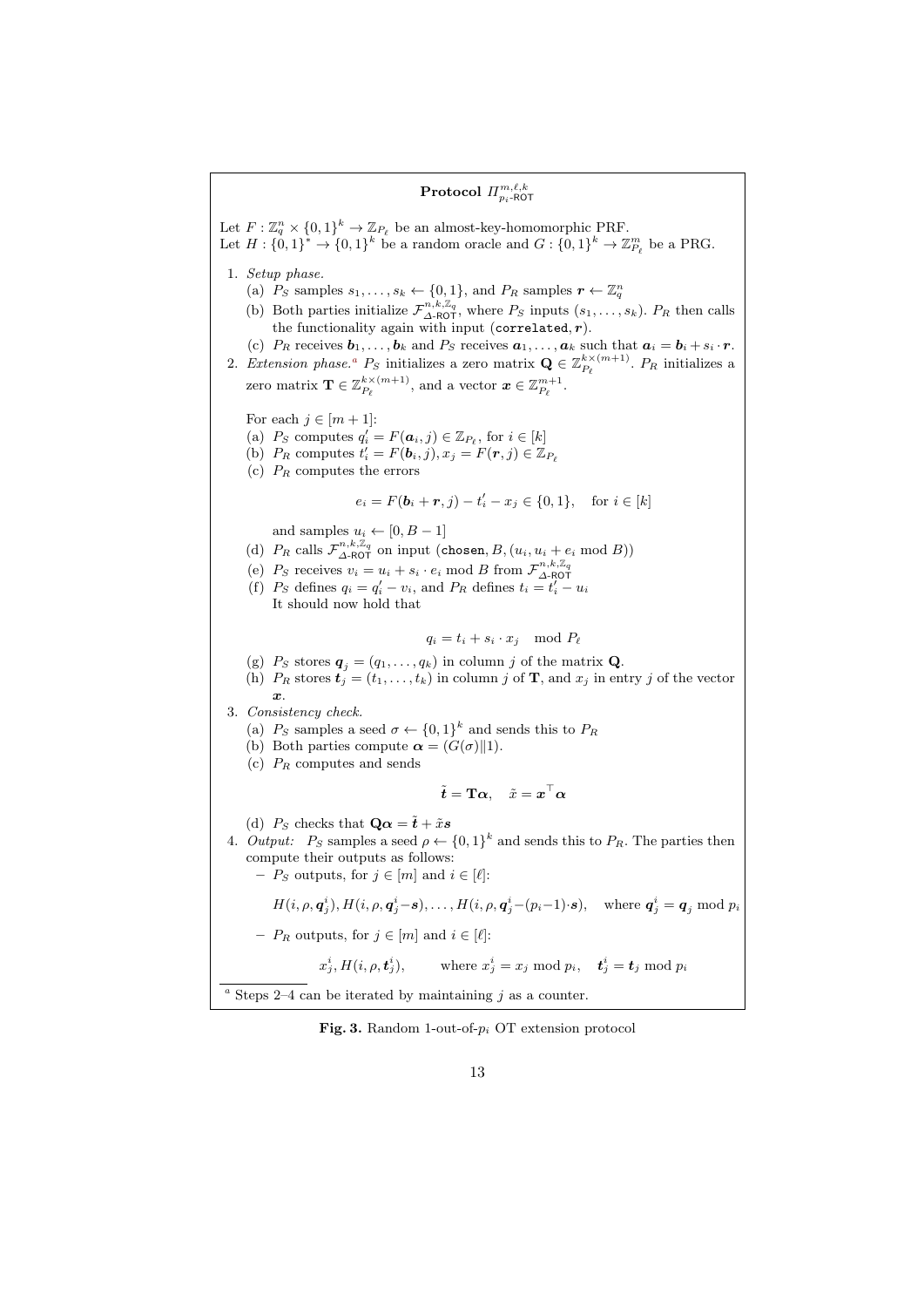**Protocol $\Pi^{m,\ell,k}_{p_i\text{-ROT}}$**

Let $F : \mathbb{Z}_q^n \times \{0,1\}^k \to \mathbb{Z}_{P_\ell}$ be an almost-key-homomorphic PRF.
Let $H : \{0,1\}^* \to \{0,1\}^k$ be a random oracle and $G : \{0,1\}^k \to \mathbb{Z}_{P_\ell}^m$ be a PRG.

1. *Setup phase.*
   (a) $P_S$ samples $s_1, \ldots, s_k \leftarrow \{0,1\}$, and $P_R$ samples $\boldsymbol{r} \leftarrow \mathbb{Z}_q^n$
   (b) Both parties initialize $\mathcal{F}^{n,k,\mathbb{Z}_q}_{\Delta\text{-ROT}}$, where $P_S$ inputs $(s_1, \ldots, s_k)$. $P_R$ then calls the functionality again with input $(\texttt{correlated}, \boldsymbol{r})$.
   (c) $P_R$ receives $\boldsymbol{b}_1, \ldots, \boldsymbol{b}_k$ and $P_S$ receives $\boldsymbol{a}_1, \ldots, \boldsymbol{a}_k$ such that $\boldsymbol{a}_i = \boldsymbol{b}_i + s_i \cdot \boldsymbol{r}$.
2. *Extension phase.*[a] $P_S$ initializes a zero matrix $\mathbf{Q} \in \mathbb{Z}_{P_\ell}^{k \times (m+1)}$. $P_R$ initializes a zero matrix $\mathbf{T} \in \mathbb{Z}_{P_\ell}^{k \times (m+1)}$, and a vector $\boldsymbol{x} \in \mathbb{Z}_{P_\ell}^{m+1}$.

   For each $j \in [m+1]$:
   (a) $P_S$ computes $q_i' = F(\boldsymbol{a}_i, j) \in \mathbb{Z}_{P_\ell}$, for $i \in [k]$
   (b) $P_R$ computes $t_i' = F(\boldsymbol{b}_i, j), x_j = F(\boldsymbol{r}, j) \in \mathbb{Z}_{P_\ell}$
   (c) $P_R$ computes the errors
   $$e_i = F(\boldsymbol{b}_i + \boldsymbol{r}, j) - t_i' - x_j \in \{0,1\}, \quad \text{for } i \in [k]$$
   and samples $u_i \leftarrow [0, B-1]$
   (d) $P_R$ calls $\mathcal{F}^{n,k,\mathbb{Z}_q}_{\Delta\text{-ROT}}$ on input $(\texttt{chosen}, B, (u_i, u_i + e_i \bmod B))$
   (e) $P_S$ receives $v_i = u_i + s_i \cdot e_i \bmod B$ from $\mathcal{F}^{n,k,\mathbb{Z}_q}_{\Delta\text{-ROT}}$
   (f) $P_S$ defines $q_i = q_i' - v_i$, and $P_R$ defines $t_i = t_i' - u_i$
   It should now hold that
   $$q_i = t_i + s_i \cdot x_j \mod P_\ell$$
   (g) $P_S$ stores $\boldsymbol{q}_j = (q_1, \ldots, q_k)$ in column $j$ of the matrix $\mathbf{Q}$.
   (h) $P_R$ stores $\boldsymbol{t}_j = (t_1, \ldots, t_k)$ in column $j$ of $\mathbf{T}$, and $x_j$ in entry $j$ of the vector $\boldsymbol{x}$.
3. *Consistency check.*
   (a) $P_S$ samples a seed $\sigma \leftarrow \{0,1\}^k$ and sends this to $P_R$
   (b) Both parties compute $\boldsymbol{\alpha} = (G(\sigma) \| 1)$.
   (c) $P_R$ computes and sends
   $$\tilde{\boldsymbol{t}} = \mathbf{T}\boldsymbol{\alpha}, \quad \tilde{x} = \boldsymbol{x}^\top \boldsymbol{\alpha}$$
   (d) $P_S$ checks that $\mathbf{Q}\boldsymbol{\alpha} = \tilde{\boldsymbol{t}} + \tilde{x}\boldsymbol{s}$
4. *Output:* $P_S$ samples a seed $\rho \leftarrow \{0,1\}^k$ and sends this to $P_R$. The parties then compute their outputs as follows:
   – $P_S$ outputs, for $j \in [m]$ and $i \in [\ell]$:
   $$H(i, \rho, \boldsymbol{q}_j^i), H(i, \rho, \boldsymbol{q}_j^i - \boldsymbol{s}), \ldots, H(i, \rho, \boldsymbol{q}_j^i - (p_i - 1) \cdot \boldsymbol{s}), \quad \text{where } \boldsymbol{q}_j^i = \boldsymbol{q}_j \bmod p_i$$
   – $P_R$ outputs, for $j \in [m]$ and $i \in [\ell]$:
   $$x_j^i, H(i, \rho, \boldsymbol{t}_j^i), \qquad \text{where } x_j^i = x_j \bmod p_i, \quad \boldsymbol{t}_j^i = \boldsymbol{t}_j \bmod p_i$$

[a] Steps 2–4 can be iterated by maintaining $j$ as a counter.

**Fig. 3.** Random 1-out-of-$p_i$ OT extension protocol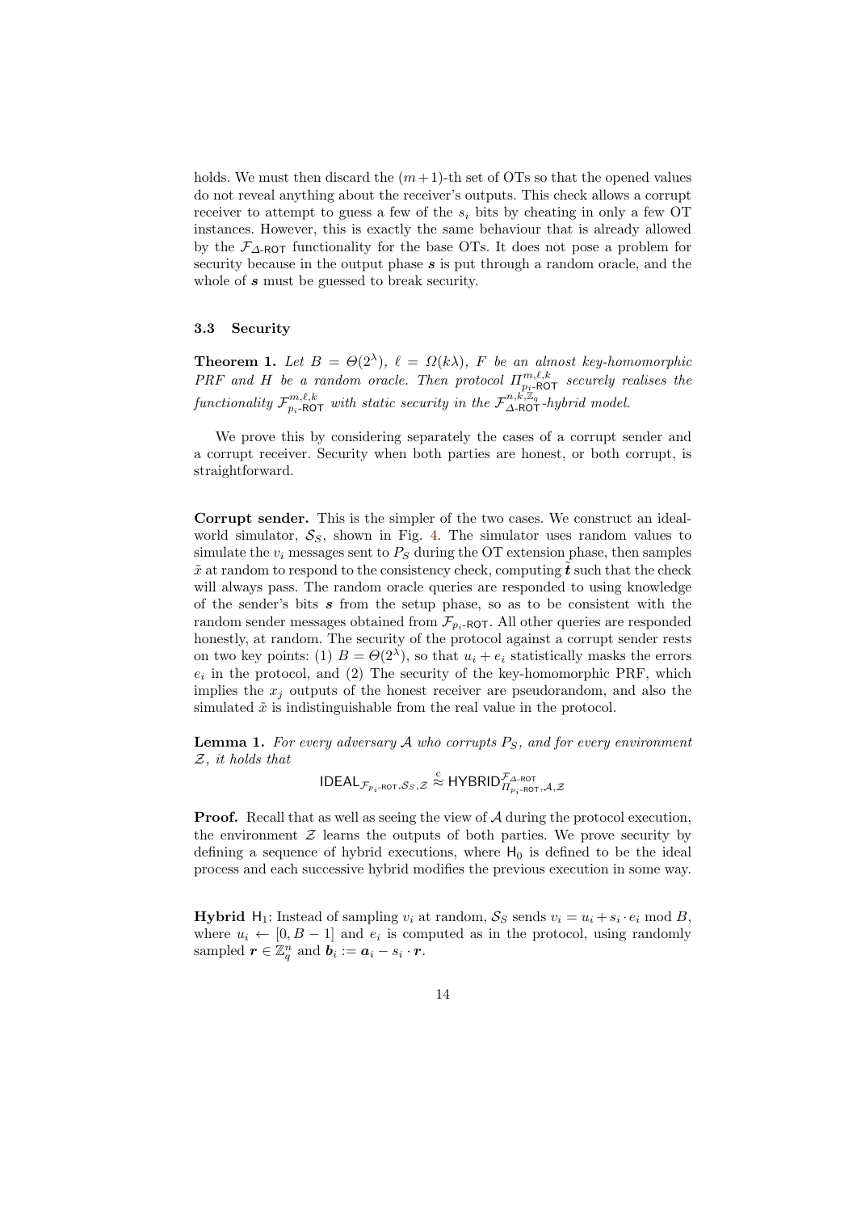holds. We must then discard the $(m+1)$-th set of OTs so that the opened values do not reveal anything about the receiver's outputs. This check allows a corrupt receiver to attempt to guess a few of the $s_i$ bits by cheating in only a few OT instances. However, this is exactly the same behaviour that is already allowed by the $\mathcal{F}_{\Delta\text{-ROT}}$ functionality for the base OTs. It does not pose a problem for security because in the output phase $\boldsymbol{s}$ is put through a random oracle, and the whole of $\boldsymbol{s}$ must be guessed to break security.

### 3.3 Security

**Theorem 1.** *Let $B = \Theta(2^\lambda)$, $\ell = \Omega(k\lambda)$, $F$ be an almost key-homomorphic PRF and $H$ be a random oracle. Then protocol $\Pi^{m,\ell,k}_{p_i\text{-ROT}}$ securely realises the functionality $\mathcal{F}^{m,\ell,k}_{p_i\text{-ROT}}$ with static security in the $\mathcal{F}^{n,k,\mathbb{Z}_q}_{\Delta\text{-ROT}}$-hybrid model.*

We prove this by considering separately the cases of a corrupt sender and a corrupt receiver. Security when both parties are honest, or both corrupt, is straightforward.

**Corrupt sender.** This is the simpler of the two cases. We construct an ideal-world simulator, $\mathcal{S}_S$, shown in Fig. 4. The simulator uses random values to simulate the $v_i$ messages sent to $P_S$ during the OT extension phase, then samples $\tilde{x}$ at random to respond to the consistency check, computing $\tilde{\boldsymbol{t}}$ such that the check will always pass. The random oracle queries are responded to using knowledge of the sender's bits $\boldsymbol{s}$ from the setup phase, so as to be consistent with the random sender messages obtained from $\mathcal{F}_{p_i\text{-ROT}}$. All other queries are responded honestly, at random. The security of the protocol against a corrupt sender rests on two key points: (1) $B = \Theta(2^\lambda)$, so that $u_i + e_i$ statistically masks the errors $e_i$ in the protocol, and (2) The security of the key-homomorphic PRF, which implies the $x_j$ outputs of the honest receiver are pseudorandom, and also the simulated $\tilde{x}$ is indistinguishable from the real value in the protocol.

**Lemma 1.** *For every adversary $\mathcal{A}$ who corrupts $P_S$, and for every environment $\mathcal{Z}$, it holds that*

$$\mathsf{IDEAL}_{\mathcal{F}_{p_i\text{-ROT}},\mathcal{S}_S,\mathcal{Z}} \overset{c}{\approx} \mathsf{HYBRID}^{\mathcal{F}_{\Delta\text{-ROT}}}_{\Pi_{p_i\text{-ROT}},\mathcal{A},\mathcal{Z}}$$

**Proof.** Recall that as well as seeing the view of $\mathcal{A}$ during the protocol execution, the environment $\mathcal{Z}$ learns the outputs of both parties. We prove security by defining a sequence of hybrid executions, where $\mathsf{H}_0$ is defined to be the ideal process and each successive hybrid modifies the previous execution in some way.

**Hybrid** $\mathsf{H}_1$: Instead of sampling $v_i$ at random, $\mathcal{S}_S$ sends $v_i = u_i + s_i \cdot e_i \bmod B$, where $u_i \leftarrow [0, B-1]$ and $e_i$ is computed as in the protocol, using randomly sampled $\boldsymbol{r} \in \mathbb{Z}_q^n$ and $\boldsymbol{b}_i := \boldsymbol{a}_i - s_i \cdot \boldsymbol{r}$.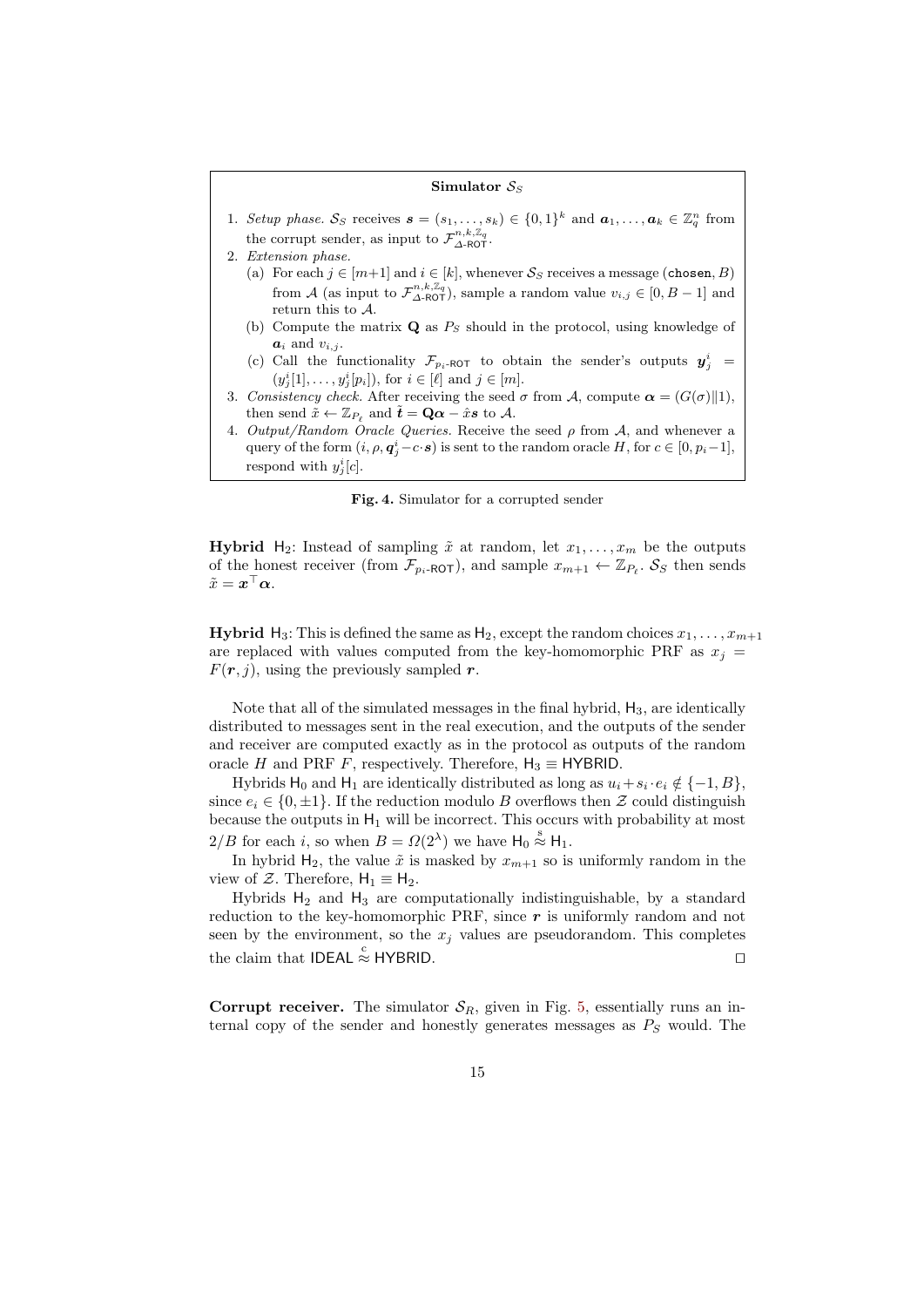**Simulator $\mathcal{S}_S$**

1. *Setup phase.* $\mathcal{S}_S$ receives $\boldsymbol{s} = (s_1, \dots, s_k) \in \{0,1\}^k$ and $\boldsymbol{a}_1, \dots, \boldsymbol{a}_k \in \mathbb{Z}_q^n$ from the corrupt sender, as input to $\mathcal{F}^{n,k,\mathbb{Z}_q}_{\Delta\text{-ROT}}$.
2. *Extension phase.*
   (a) For each $j \in [m+1]$ and $i \in [k]$, whenever $\mathcal{S}_S$ receives a message $(\texttt{chosen}, B)$ from $\mathcal{A}$ (as input to $\mathcal{F}^{n,k,\mathbb{Z}_q}_{\Delta\text{-ROT}}$), sample a random value $v_{i,j} \in [0, B-1]$ and return this to $\mathcal{A}$.
   (b) Compute the matrix $\mathbf{Q}$ as $P_S$ should in the protocol, using knowledge of $\boldsymbol{a}_i$ and $v_{i,j}$.
   (c) Call the functionality $\mathcal{F}_{p_i\text{-ROT}}$ to obtain the sender's outputs $\boldsymbol{y}^i_j = (y^i_j[1], \dots, y^i_j[p_i])$, for $i \in [\ell]$ and $j \in [m]$.
3. *Consistency check.* After receiving the seed $\sigma$ from $\mathcal{A}$, compute $\boldsymbol{\alpha} = (G(\sigma)\|1)$, then send $\tilde{x} \leftarrow \mathbb{Z}_{P_\ell}$ and $\tilde{\boldsymbol{t}} = \mathbf{Q}\boldsymbol{\alpha} - \hat{x}\boldsymbol{s}$ to $\mathcal{A}$.
4. *Output/Random Oracle Queries.* Receive the seed $\rho$ from $\mathcal{A}$, and whenever a query of the form $(i, \rho, \boldsymbol{q}^i_j - c \cdot \boldsymbol{s})$ is sent to the random oracle $H$, for $c \in [0, p_i - 1]$, respond with $y^i_j[c]$.

**Fig. 4.** Simulator for a corrupted sender

**Hybrid** $\mathsf{H}_2$: Instead of sampling $\tilde{x}$ at random, let $x_1, \dots, x_m$ be the outputs of the honest receiver (from $\mathcal{F}_{p_i\text{-ROT}}$), and sample $x_{m+1} \leftarrow \mathbb{Z}_{P_\ell}$. $\mathcal{S}_S$ then sends $\tilde{x} = \boldsymbol{x}^\top \boldsymbol{\alpha}$.

**Hybrid** $\mathsf{H}_3$: This is defined the same as $\mathsf{H}_2$, except the random choices $x_1, \dots, x_{m+1}$ are replaced with values computed from the key-homomorphic PRF as $x_j = F(\boldsymbol{r}, j)$, using the previously sampled $\boldsymbol{r}$.

Note that all of the simulated messages in the final hybrid, $\mathsf{H}_3$, are identically distributed to messages sent in the real execution, and the outputs of the sender and receiver are computed exactly as in the protocol as outputs of the random oracle $H$ and PRF $F$, respectively. Therefore, $\mathsf{H}_3 \equiv \mathsf{HYBRID}$.

Hybrids $\mathsf{H}_0$ and $\mathsf{H}_1$ are identically distributed as long as $u_i + s_i \cdot e_i \notin \{-1, B\}$, since $e_i \in \{0, \pm 1\}$. If the reduction modulo $B$ overflows then $\mathcal{Z}$ could distinguish because the outputs in $\mathsf{H}_1$ will be incorrect. This occurs with probability at most $2/B$ for each $i$, so when $B = \Omega(2^\lambda)$ we have $\mathsf{H}_0 \overset{s}{\approx} \mathsf{H}_1$.

In hybrid $\mathsf{H}_2$, the value $\tilde{x}$ is masked by $x_{m+1}$ so is uniformly random in the view of $\mathcal{Z}$. Therefore, $\mathsf{H}_1 \equiv \mathsf{H}_2$.

Hybrids $\mathsf{H}_2$ and $\mathsf{H}_3$ are computationally indistinguishable, by a standard reduction to the key-homomorphic PRF, since $\boldsymbol{r}$ is uniformly random and not seen by the environment, so the $x_j$ values are pseudorandom. This completes the claim that $\mathsf{IDEAL} \overset{c}{\approx} \mathsf{HYBRID}$. □

**Corrupt receiver.** The simulator $\mathcal{S}_R$, given in Fig. 5, essentially runs an internal copy of the sender and honestly generates messages as $P_S$ would. The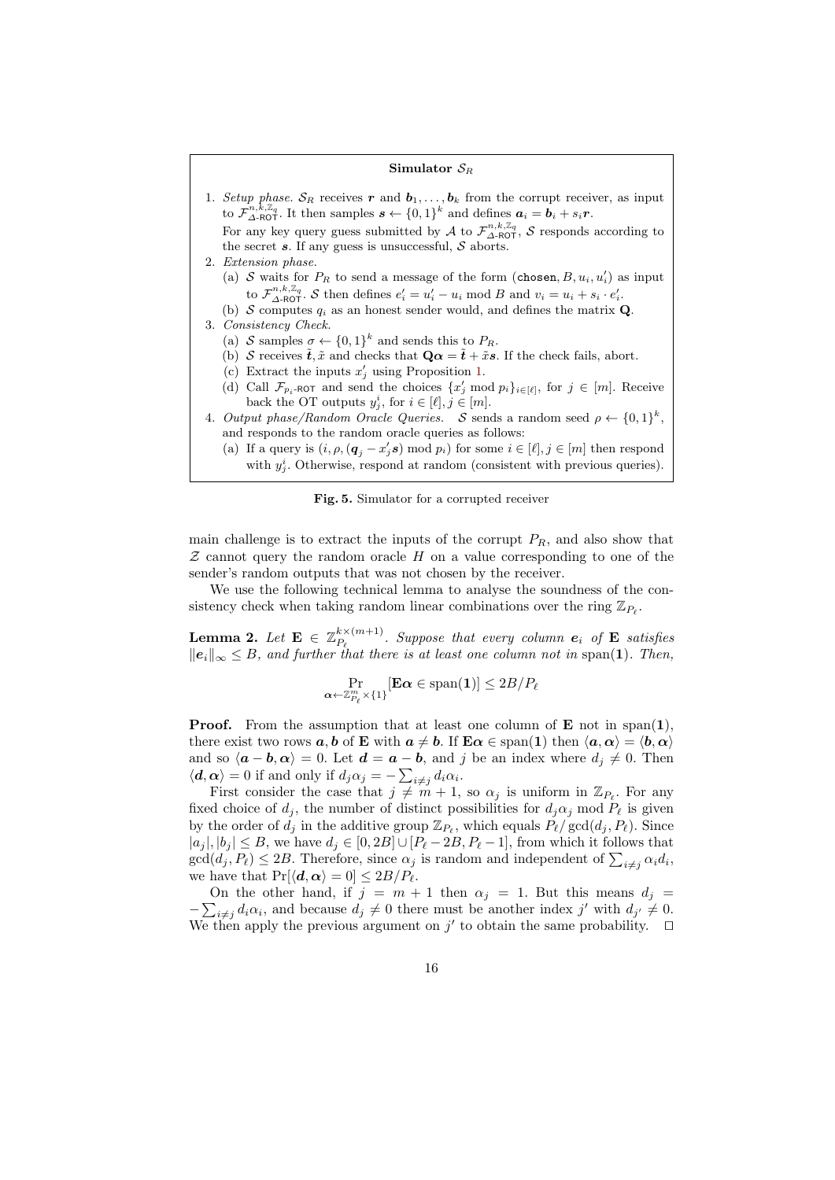**Simulator $\mathcal{S}_R$**

1. *Setup phase.* $\mathcal{S}_R$ receives $\boldsymbol{r}$ and $\boldsymbol{b}_1, \ldots, \boldsymbol{b}_k$ from the corrupt receiver, as input to $\mathcal{F}_{\Delta\text{-ROT}}^{n,k,\mathbb{Z}_q}$. It then samples $\boldsymbol{s} \leftarrow \{0,1\}^k$ and defines $\boldsymbol{a}_i = \boldsymbol{b}_i + s_i \boldsymbol{r}$.

   For any key query guess submitted by $\mathcal{A}$ to $\mathcal{F}_{\Delta\text{-ROT}}^{n,k,\mathbb{Z}_q}$, $\mathcal{S}$ responds according to the secret $\boldsymbol{s}$. If any guess is unsuccessful, $\mathcal{S}$ aborts.
2. *Extension phase.*
   (a) $\mathcal{S}$ waits for $P_R$ to send a message of the form $(\texttt{chosen}, B, u_i, u'_i)$ as input to $\mathcal{F}_{\Delta\text{-ROT}}^{n,k,\mathbb{Z}_q}$. $\mathcal{S}$ then defines $e'_i = u'_i - u_i \bmod B$ and $v_i = u_i + s_i \cdot e'_i$.
   (b) $\mathcal{S}$ computes $q_i$ as an honest sender would, and defines the matrix $\mathbf{Q}$.
3. *Consistency Check.*
   (a) $\mathcal{S}$ samples $\sigma \leftarrow \{0,1\}^k$ and sends this to $P_R$.
   (b) $\mathcal{S}$ receives $\tilde{\boldsymbol{t}}, \tilde{x}$ and checks that $\mathbf{Q}\boldsymbol{\alpha} = \tilde{\boldsymbol{t}} + \tilde{x}\boldsymbol{s}$. If the check fails, abort.
   (c) Extract the inputs $x'_j$ using Proposition 1.
   (d) Call $\mathcal{F}_{p_i\text{-ROT}}$ and send the choices $\{x'_j \bmod p_i\}_{i \in [\ell]}$, for $j \in [m]$. Receive back the OT outputs $y_j^i$, for $i \in [\ell], j \in [m]$.
4. *Output phase/Random Oracle Queries.* $\mathcal{S}$ sends a random seed $\rho \leftarrow \{0,1\}^k$, and responds to the random oracle queries as follows:
   (a) If a query is $(i, \rho, (\boldsymbol{q}_j - x'_j \boldsymbol{s}) \bmod p_i)$ for some $i \in [\ell], j \in [m]$ then respond with $y_j^i$. Otherwise, respond at random (consistent with previous queries).

**Fig. 5.** Simulator for a corrupted receiver

main challenge is to extract the inputs of the corrupt $P_R$, and also show that $\mathcal{Z}$ cannot query the random oracle $H$ on a value corresponding to one of the sender's random outputs that was not chosen by the receiver.

We use the following technical lemma to analyse the soundness of the consistency check when taking random linear combinations over the ring $\mathbb{Z}_{P_\ell}$.

**Lemma 2.** *Let $\mathbf{E} \in \mathbb{Z}_{P_\ell}^{k \times (m+1)}$. Suppose that every column $\boldsymbol{e}_i$ of $\mathbf{E}$ satisfies $\|\boldsymbol{e}_i\|_\infty \leq B$, and further that there is at least one column not in* $\text{span}(\mathbf{1})$. *Then,*

$$\Pr_{\boldsymbol{\alpha} \leftarrow \mathbb{Z}_{P_\ell}^m \times \{1\}}[\mathbf{E}\boldsymbol{\alpha} \in \text{span}(\mathbf{1})] \leq 2B/P_\ell$$

**Proof.** From the assumption that at least one column of $\mathbf{E}$ not in $\text{span}(\mathbf{1})$, there exist two rows $\boldsymbol{a}, \boldsymbol{b}$ of $\mathbf{E}$ with $\boldsymbol{a} \neq \boldsymbol{b}$. If $\mathbf{E}\boldsymbol{\alpha} \in \text{span}(\mathbf{1})$ then $\langle \boldsymbol{a}, \boldsymbol{\alpha} \rangle = \langle \boldsymbol{b}, \boldsymbol{\alpha} \rangle$ and so $\langle \boldsymbol{a} - \boldsymbol{b}, \boldsymbol{\alpha} \rangle = 0$. Let $\boldsymbol{d} = \boldsymbol{a} - \boldsymbol{b}$, and $j$ be an index where $d_j \neq 0$. Then $\langle \boldsymbol{d}, \boldsymbol{\alpha} \rangle = 0$ if and only if $d_j \alpha_j = -\sum_{i \neq j} d_i \alpha_i$.

First consider the case that $j \neq m+1$, so $\alpha_j$ is uniform in $\mathbb{Z}_{P_\ell}$. For any fixed choice of $d_j$, the number of distinct possibilities for $d_j \alpha_j \bmod P_\ell$ is given by the order of $d_j$ in the additive group $\mathbb{Z}_{P_\ell}$, which equals $P_\ell / \gcd(d_j, P_\ell)$. Since $|a_j|, |b_j| \leq B$, we have $d_j \in [0, 2B] \cup [P_\ell - 2B, P_\ell - 1]$, from which it follows that $\gcd(d_j, P_\ell) \leq 2B$. Therefore, since $\alpha_j$ is random and independent of $\sum_{i \neq j} \alpha_i d_i$, we have that $\Pr[\langle \boldsymbol{d}, \boldsymbol{\alpha} \rangle = 0] \leq 2B/P_\ell$.

On the other hand, if $j = m+1$ then $\alpha_j = 1$. But this means $d_j = -\sum_{i \neq j} d_i \alpha_i$, and because $d_j \neq 0$ there must be another index $j'$ with $d_{j'} \neq 0$. We then apply the previous argument on $j'$ to obtain the same probability. $\square$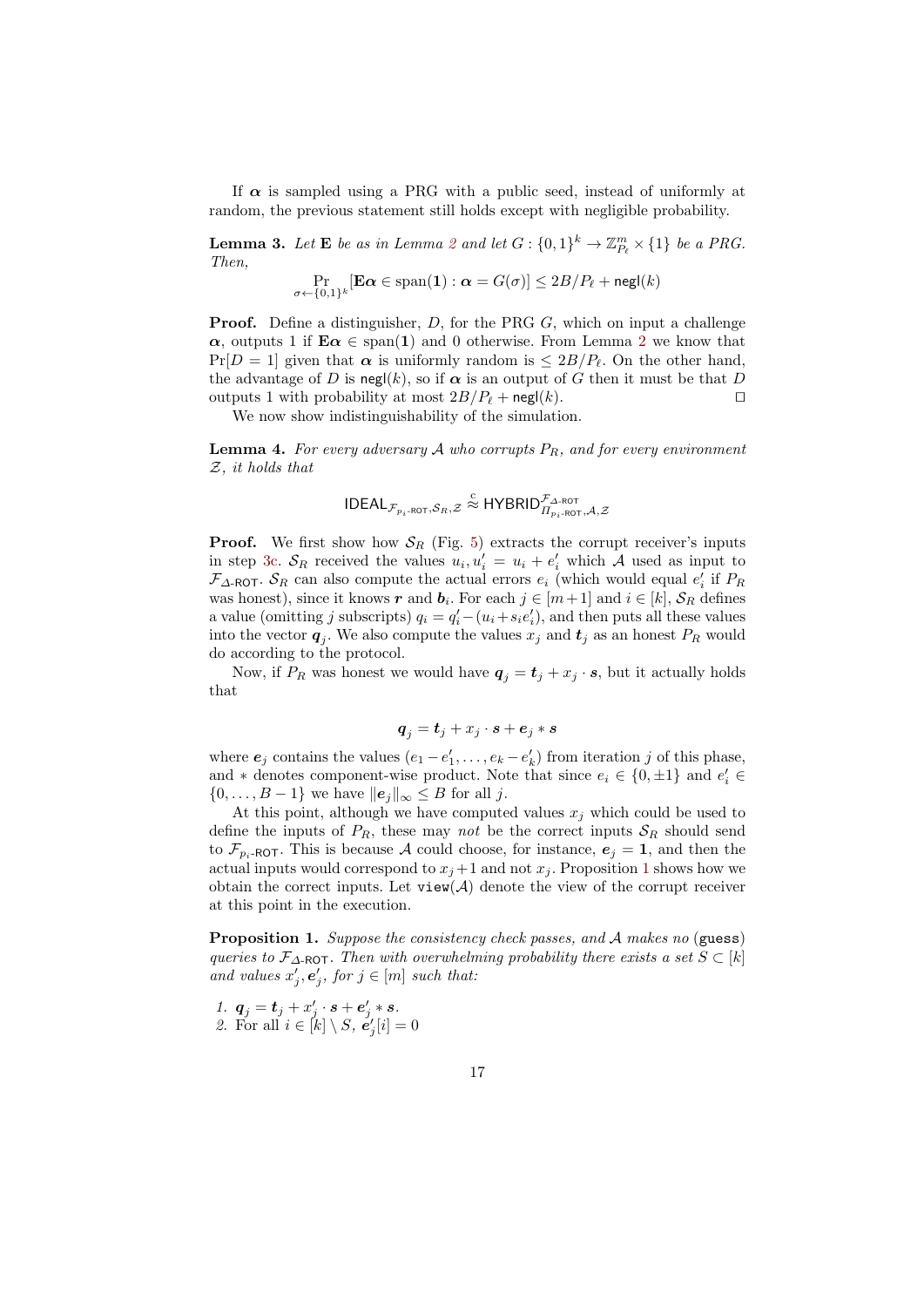If $\boldsymbol{\alpha}$ is sampled using a PRG with a public seed, instead of uniformly at random, the previous statement still holds except with negligible probability.

**Lemma 3.** *Let* $\mathbf{E}$ *be as in Lemma 2 and let* $G : \{0,1\}^k \to \mathbb{Z}_{P_\ell}^m \times \{1\}$ *be a PRG. Then,*

$$\Pr_{\sigma \leftarrow \{0,1\}^k}[\mathbf{E}\boldsymbol{\alpha} \in \mathrm{span}(\mathbf{1}) : \boldsymbol{\alpha} = G(\sigma)] \leq 2B/P_\ell + \mathsf{negl}(k)$$

**Proof.** Define a distinguisher, $D$, for the PRG $G$, which on input a challenge $\boldsymbol{\alpha}$, outputs 1 if $\mathbf{E}\boldsymbol{\alpha} \in \mathrm{span}(\mathbf{1})$ and 0 otherwise. From Lemma 2 we know that $\Pr[D = 1]$ given that $\boldsymbol{\alpha}$ is uniformly random is $\leq 2B/P_\ell$. On the other hand, the advantage of $D$ is $\mathsf{negl}(k)$, so if $\boldsymbol{\alpha}$ is an output of $G$ then it must be that $D$ outputs 1 with probability at most $2B/P_\ell + \mathsf{negl}(k)$. □

We now show indistinguishability of the simulation.

**Lemma 4.** *For every adversary* $\mathcal{A}$ *who corrupts* $P_R$*, and for every environment* $\mathcal{Z}$*, it holds that*

$$\mathsf{IDEAL}_{\mathcal{F}_{p_i\text{-ROT}},\mathcal{S}_R,\mathcal{Z}} \overset{c}{\approx} \mathsf{HYBRID}^{\mathcal{F}_{\Delta\text{-ROT}}}_{\Pi_{p_i\text{-ROT}},\mathcal{A},\mathcal{Z}}$$

**Proof.** We first show how $\mathcal{S}_R$ (Fig. 5) extracts the corrupt receiver's inputs in step 3c. $\mathcal{S}_R$ received the values $u_i, u_i' = u_i + e_i'$ which $\mathcal{A}$ used as input to $\mathcal{F}_{\Delta\text{-ROT}}$. $\mathcal{S}_R$ can also compute the actual errors $e_i$ (which would equal $e_i'$ if $P_R$ was honest), since it knows $\boldsymbol{r}$ and $\boldsymbol{b}_i$. For each $j \in [m+1]$ and $i \in [k]$, $\mathcal{S}_R$ defines a value (omitting $j$ subscripts) $q_i = q_i' - (u_i + s_i e_i')$, and then puts all these values into the vector $\boldsymbol{q}_j$. We also compute the values $x_j$ and $\boldsymbol{t}_j$ as an honest $P_R$ would do according to the protocol.

Now, if $P_R$ was honest we would have $\boldsymbol{q}_j = \boldsymbol{t}_j + x_j \cdot \boldsymbol{s}$, but it actually holds that

$$\boldsymbol{q}_j = \boldsymbol{t}_j + x_j \cdot \boldsymbol{s} + \boldsymbol{e}_j * \boldsymbol{s}$$

where $\boldsymbol{e}_j$ contains the values $(e_1 - e_1', \ldots, e_k - e_k')$ from iteration $j$ of this phase, and $*$ denotes component-wise product. Note that since $e_i \in \{0, \pm 1\}$ and $e_i' \in \{0, \ldots, B-1\}$ we have $\|\boldsymbol{e}_j\|_\infty \leq B$ for all $j$.

At this point, although we have computed values $x_j$ which could be used to define the inputs of $P_R$, these may *not* be the correct inputs $\mathcal{S}_R$ should send to $\mathcal{F}_{p_i\text{-ROT}}$. This is because $\mathcal{A}$ could choose, for instance, $\boldsymbol{e}_j = \mathbf{1}$, and then the actual inputs would correspond to $x_j + 1$ and not $x_j$. Proposition 1 shows how we obtain the correct inputs. Let $\mathtt{view}(\mathcal{A})$ denote the view of the corrupt receiver at this point in the execution.

**Proposition 1.** *Suppose the consistency check passes, and* $\mathcal{A}$ *makes no* ($\mathtt{guess}$) *queries to* $\mathcal{F}_{\Delta\text{-ROT}}$*. Then with overwhelming probability there exists a set* $S \subset [k]$ *and values* $x_j', \boldsymbol{e}_j'$*, for* $j \in [m]$ *such that:*

1. $\boldsymbol{q}_j = \boldsymbol{t}_j + x_j' \cdot \boldsymbol{s} + \boldsymbol{e}_j' * \boldsymbol{s}$.
2. For all $i \in [k] \setminus S$, $\boldsymbol{e}_j'[i] = 0$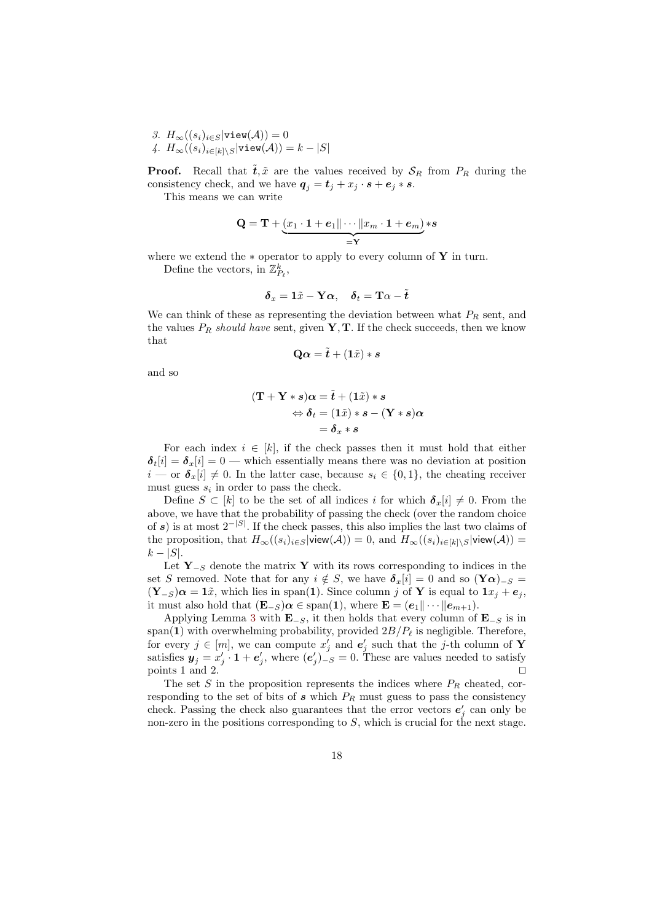3. $H_\infty((s_i)_{i \in S} | \texttt{view}(\mathcal{A})) = 0$
4. $H_\infty((s_i)_{i \in [k] \setminus S} | \texttt{view}(\mathcal{A})) = k - |S|$

**Proof.** Recall that $\tilde{\boldsymbol{t}}, \tilde{x}$ are the values received by $\mathcal{S}_R$ from $P_R$ during the consistency check, and we have $\boldsymbol{q}_j = \boldsymbol{t}_j + x_j \cdot \boldsymbol{s} + \boldsymbol{e}_j * \boldsymbol{s}$.

This means we can write

$$\mathbf{Q} = \mathbf{T} + \underbrace{(x_1 \cdot \mathbf{1} + \boldsymbol{e}_1 \| \cdots \| x_m \cdot \mathbf{1} + \boldsymbol{e}_m)}_{=\mathbf{Y}} * \boldsymbol{s}$$

where we extend the $*$ operator to apply to every column of $\mathbf{Y}$ in turn.

Define the vectors, in $\mathbb{Z}^k_{P_\ell}$,

$$\boldsymbol{\delta}_x = \mathbf{1}\tilde{x} - \mathbf{Y}\boldsymbol{\alpha}, \quad \boldsymbol{\delta}_t = \mathbf{T}\alpha - \tilde{\boldsymbol{t}}$$

We can think of these as representing the deviation between what $P_R$ sent, and the values $P_R$ *should have* sent, given $\mathbf{Y}, \mathbf{T}$. If the check succeeds, then we know that

$$\mathbf{Q}\boldsymbol{\alpha} = \tilde{\boldsymbol{t}} + (\mathbf{1}\tilde{x}) * \boldsymbol{s}$$

and so

$$\begin{aligned}
(\mathbf{T} + \mathbf{Y} * \boldsymbol{s})\boldsymbol{\alpha} &= \tilde{\boldsymbol{t}} + (\mathbf{1}\tilde{x}) * \boldsymbol{s} \\
\Leftrightarrow \boldsymbol{\delta}_t &= (\mathbf{1}\tilde{x}) * \boldsymbol{s} - (\mathbf{Y} * \boldsymbol{s})\boldsymbol{\alpha} \\
&= \boldsymbol{\delta}_x * \boldsymbol{s}
\end{aligned}$$

For each index $i \in [k]$, if the check passes then it must hold that either $\boldsymbol{\delta}_t[i] = \boldsymbol{\delta}_x[i] = 0$ — which essentially means there was no deviation at position $i$ — or $\boldsymbol{\delta}_x[i] \neq 0$. In the latter case, because $s_i \in \{0, 1\}$, the cheating receiver must guess $s_i$ in order to pass the check.

Define $S \subset [k]$ to be the set of all indices $i$ for which $\boldsymbol{\delta}_x[i] \neq 0$. From the above, we have that the probability of passing the check (over the random choice of $\boldsymbol{s}$) is at most $2^{-|S|}$. If the check passes, this also implies the last two claims of the proposition, that $H_\infty((s_i)_{i \in S} | \mathsf{view}(\mathcal{A})) = 0$, and $H_\infty((s_i)_{i \in [k] \setminus S} | \mathsf{view}(\mathcal{A})) = k - |S|$.

Let $\mathbf{Y}_{-S}$ denote the matrix $\mathbf{Y}$ with its rows corresponding to indices in the set $S$ removed. Note that for any $i \notin S$, we have $\boldsymbol{\delta}_x[i] = 0$ and so $(\mathbf{Y}\boldsymbol{\alpha})_{-S} = (\mathbf{Y}_{-S})\boldsymbol{\alpha} = \mathbf{1}\tilde{x}$, which lies in $\mathrm{span}(\mathbf{1})$. Since column $j$ of $\mathbf{Y}$ is equal to $\mathbf{1}x_j + \boldsymbol{e}_j$, it must also hold that $(\mathbf{E}_{-S})\boldsymbol{\alpha} \in \mathrm{span}(\mathbf{1})$, where $\mathbf{E} = (\boldsymbol{e}_1 \| \cdots \| \boldsymbol{e}_{m+1})$.

Applying Lemma 3 with $\mathbf{E}_{-S}$, it then holds that every column of $\mathbf{E}_{-S}$ is in $\mathrm{span}(\mathbf{1})$ with overwhelming probability, provided $2B/P_\ell$ is negligible. Therefore, for every $j \in [m]$, we can compute $x'_j$ and $\boldsymbol{e}'_j$ such that the $j$-th column of $\mathbf{Y}$ satisfies $\boldsymbol{y}_j = x'_j \cdot \mathbf{1} + \boldsymbol{e}'_j$, where $(\boldsymbol{e}'_j)_{-S} = 0$. These are values needed to satisfy points 1 and 2. $\square$

The set $S$ in the proposition represents the indices where $P_R$ cheated, corresponding to the set of bits of $\boldsymbol{s}$ which $P_R$ must guess to pass the consistency check. Passing the check also guarantees that the error vectors $\boldsymbol{e}'_j$ can only be non-zero in the positions corresponding to $S$, which is crucial for the next stage.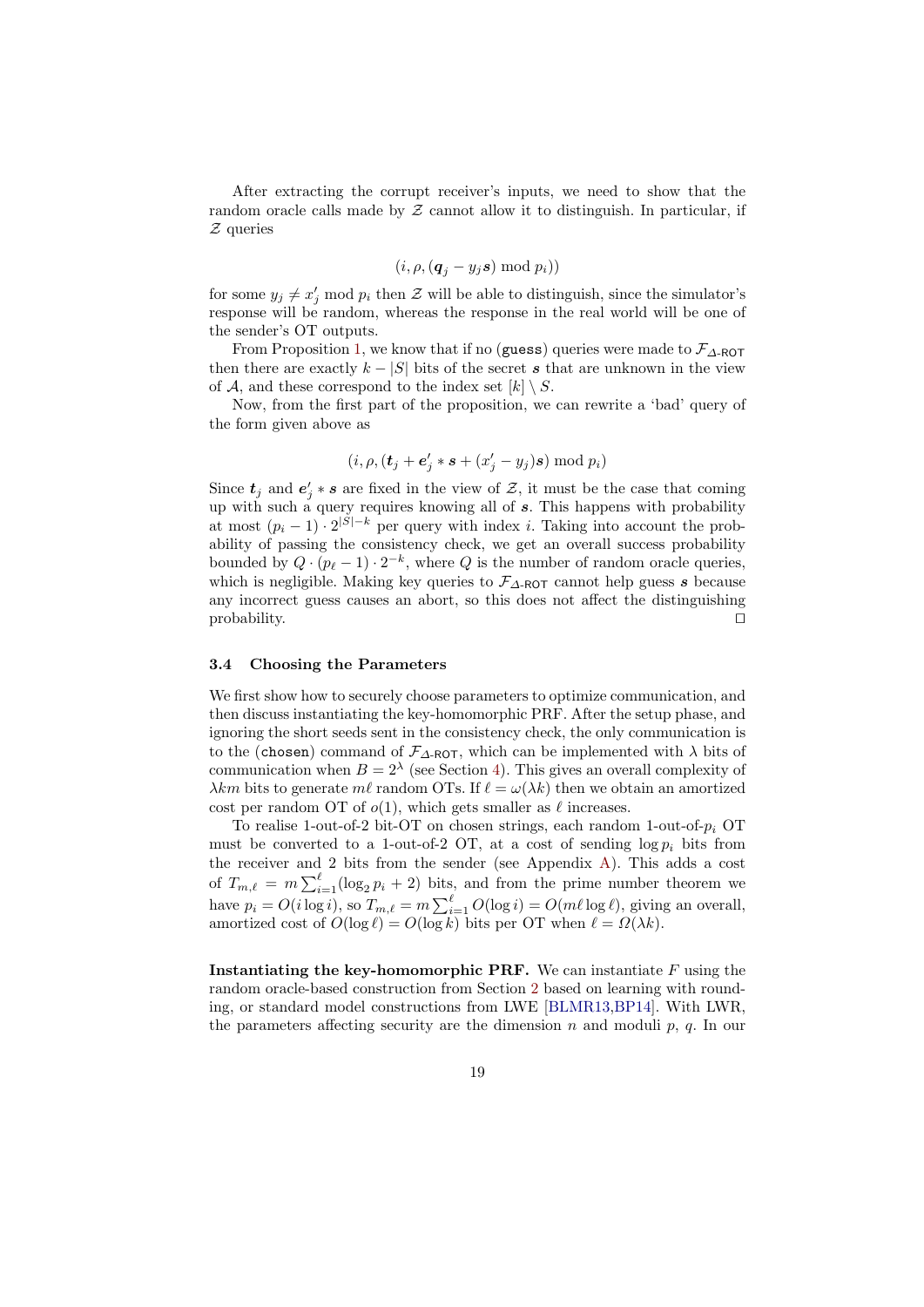After extracting the corrupt receiver's inputs, we need to show that the random oracle calls made by $\mathcal{Z}$ cannot allow it to distinguish. In particular, if $\mathcal{Z}$ queries

$$(i, \rho, (\boldsymbol{q}_j - y_j \boldsymbol{s}) \bmod p_i))$$

for some $y_j \neq x'_j \bmod p_i$ then $\mathcal{Z}$ will be able to distinguish, since the simulator's response will be random, whereas the response in the real world will be one of the sender's OT outputs.

From Proposition 1, we know that if no (guess) queries were made to $\mathcal{F}_{\Delta\text{-ROT}}$ then there are exactly $k - |S|$ bits of the secret $\boldsymbol{s}$ that are unknown in the view of $\mathcal{A}$, and these correspond to the index set $[k] \setminus S$.

Now, from the first part of the proposition, we can rewrite a 'bad' query of the form given above as

$$(i, \rho, (\boldsymbol{t}_j + \boldsymbol{e}'_j * \boldsymbol{s} + (x'_j - y_j)\boldsymbol{s}) \bmod p_i)$$

Since $\boldsymbol{t}_j$ and $\boldsymbol{e}'_j * \boldsymbol{s}$ are fixed in the view of $\mathcal{Z}$, it must be the case that coming up with such a query requires knowing all of $\boldsymbol{s}$. This happens with probability at most $(p_i - 1) \cdot 2^{|S|-k}$ per query with index $i$. Taking into account the probability of passing the consistency check, we get an overall success probability bounded by $Q \cdot (p_\ell - 1) \cdot 2^{-k}$, where $Q$ is the number of random oracle queries, which is negligible. Making key queries to $\mathcal{F}_{\Delta\text{-ROT}}$ cannot help guess $\boldsymbol{s}$ because any incorrect guess causes an abort, so this does not affect the distinguishing probability. $\square$

### 3.4 Choosing the Parameters

We first show how to securely choose parameters to optimize communication, and then discuss instantiating the key-homomorphic PRF. After the setup phase, and ignoring the short seeds sent in the consistency check, the only communication is to the (chosen) command of $\mathcal{F}_{\Delta\text{-ROT}}$, which can be implemented with $\lambda$ bits of communication when $B = 2^\lambda$ (see Section 4). This gives an overall complexity of $\lambda k m$ bits to generate $m\ell$ random OTs. If $\ell = \omega(\lambda k)$ then we obtain an amortized cost per random OT of $o(1)$, which gets smaller as $\ell$ increases.

To realise 1-out-of-2 bit-OT on chosen strings, each random 1-out-of-$p_i$ OT must be converted to a 1-out-of-2 OT, at a cost of sending $\log p_i$ bits from the receiver and 2 bits from the sender (see Appendix A). This adds a cost of $T_{m,\ell} = m \sum_{i=1}^{\ell} (\log_2 p_i + 2)$ bits, and from the prime number theorem we have $p_i = O(i \log i)$, so $T_{m,\ell} = m \sum_{i=1}^{\ell} O(\log i) = O(m\ell \log \ell)$, giving an overall, amortized cost of $O(\log \ell) = O(\log k)$ bits per OT when $\ell = \Omega(\lambda k)$.

**Instantiating the key-homomorphic PRF.** We can instantiate $F$ using the random oracle-based construction from Section 2 based on learning with rounding, or standard model constructions from LWE [BLMR13,BP14]. With LWR, the parameters affecting security are the dimension $n$ and moduli $p$, $q$. In our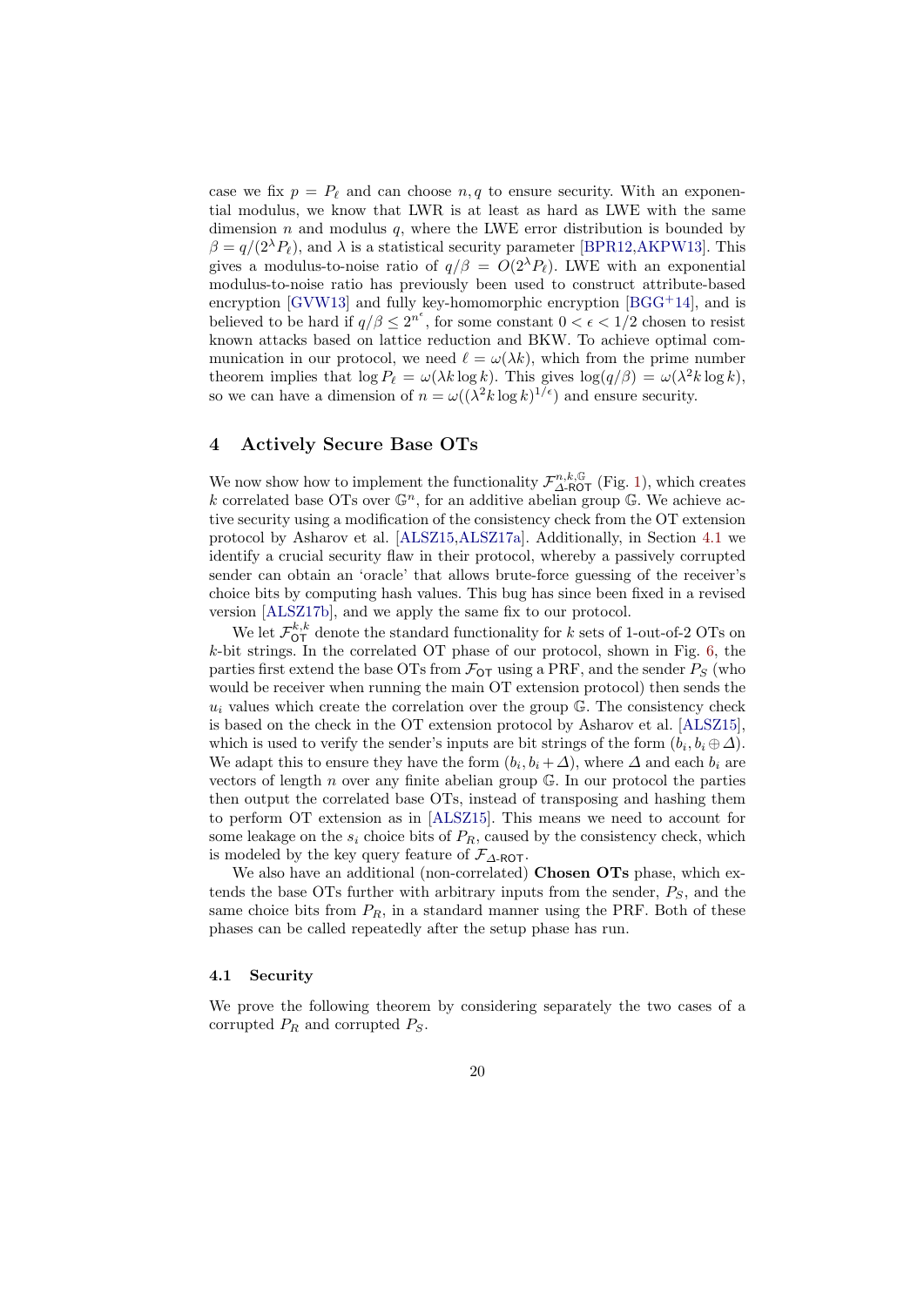case we fix $p = P_\ell$ and can choose $n, q$ to ensure security. With an exponential modulus, we know that LWR is at least as hard as LWE with the same dimension $n$ and modulus $q$, where the LWE error distribution is bounded by $\beta = q/(2^\lambda P_\ell)$, and $\lambda$ is a statistical security parameter [BPR12,AKPW13]. This gives a modulus-to-noise ratio of $q/\beta = O(2^\lambda P_\ell)$. LWE with an exponential modulus-to-noise ratio has previously been used to construct attribute-based encryption [GVW13] and fully key-homomorphic encryption [BGG+14], and is believed to be hard if $q/\beta \leq 2^{n^\epsilon}$, for some constant $0 < \epsilon < 1/2$ chosen to resist known attacks based on lattice reduction and BKW. To achieve optimal communication in our protocol, we need $\ell = \omega(\lambda k)$, which from the prime number theorem implies that $\log P_\ell = \omega(\lambda k \log k)$. This gives $\log(q/\beta) = \omega(\lambda^2 k \log k)$, so we can have a dimension of $n = \omega((\lambda^2 k \log k)^{1/\epsilon})$ and ensure security.

## 4 Actively Secure Base OTs

We now show how to implement the functionality $\mathcal{F}_{\Delta\text{-ROT}}^{n,k,\mathbb{G}}$ (Fig. 1), which creates $k$ correlated base OTs over $\mathbb{G}^n$, for an additive abelian group $\mathbb{G}$. We achieve active security using a modification of the consistency check from the OT extension protocol by Asharov et al. [ALSZ15,ALSZ17a]. Additionally, in Section 4.1 we identify a crucial security flaw in their protocol, whereby a passively corrupted sender can obtain an 'oracle' that allows brute-force guessing of the receiver's choice bits by computing hash values. This bug has since been fixed in a revised version [ALSZ17b], and we apply the same fix to our protocol.

We let $\mathcal{F}_{\mathsf{OT}}^{k,k}$ denote the standard functionality for $k$ sets of 1-out-of-2 OTs on $k$-bit strings. In the correlated OT phase of our protocol, shown in Fig. 6, the parties first extend the base OTs from $\mathcal{F}_{\mathsf{OT}}$ using a PRF, and the sender $P_S$ (who would be receiver when running the main OT extension protocol) then sends the $u_i$ values which create the correlation over the group $\mathbb{G}$. The consistency check is based on the check in the OT extension protocol by Asharov et al. [ALSZ15], which is used to verify the sender's inputs are bit strings of the form $(b_i, b_i \oplus \Delta)$. We adapt this to ensure they have the form $(b_i, b_i + \Delta)$, where $\Delta$ and each $b_i$ are vectors of length $n$ over any finite abelian group $\mathbb{G}$. In our protocol the parties then output the correlated base OTs, instead of transposing and hashing them to perform OT extension as in [ALSZ15]. This means we need to account for some leakage on the $s_i$ choice bits of $P_R$, caused by the consistency check, which is modeled by the key query feature of $\mathcal{F}_{\Delta\text{-ROT}}$.

We also have an additional (non-correlated) **Chosen OTs** phase, which extends the base OTs further with arbitrary inputs from the sender, $P_S$, and the same choice bits from $P_R$, in a standard manner using the PRF. Both of these phases can be called repeatedly after the setup phase has run.

### 4.1 Security

We prove the following theorem by considering separately the two cases of a corrupted $P_R$ and corrupted $P_S$.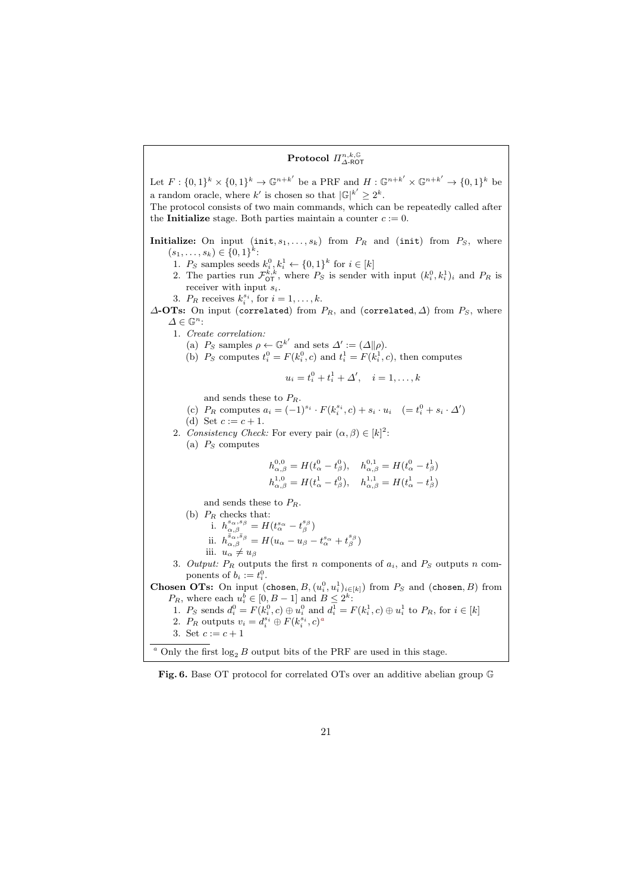**Protocol $\Pi^{n,k,\mathbb{G}}_{\Delta\text{-ROT}}$**

Let $F : \{0,1\}^k \times \{0,1\}^k \to \mathbb{G}^{n+k'}$ be a PRF and $H : \mathbb{G}^{n+k'} \times \mathbb{G}^{n+k'} \to \{0,1\}^k$ be a random oracle, where $k'$ is chosen so that $|\mathbb{G}|^{k'} \geq 2^k$.

The protocol consists of two main commands, which can be repeatedly called after the **Initialize** stage. Both parties maintain a counter $c := 0$.

**Initialize:** On input $(\texttt{init}, s_1, \dots, s_k)$ from $P_R$ and $(\texttt{init})$ from $P_S$, where $(s_1, \dots, s_k) \in \{0,1\}^k$:

1. $P_S$ samples seeds $k_i^0, k_i^1 \leftarrow \{0,1\}^k$ for $i \in [k]$
2. The parties run $\mathcal{F}^{k,k}_{\mathsf{OT}}$, where $P_S$ is sender with input $(k_i^0, k_i^1)_i$ and $P_R$ is receiver with input $s_i$.
3. $P_R$ receives $k_i^{s_i}$, for $i = 1, \dots, k$.

**$\Delta$-OTs:** On input $(\texttt{correlated})$ from $P_R$, and $(\texttt{correlated}, \Delta)$ from $P_S$, where $\Delta \in \mathbb{G}^n$:

1. *Create correlation:*
   (a) $P_S$ samples $\rho \leftarrow \mathbb{G}^{k'}$ and sets $\Delta' := (\Delta \| \rho)$.
   (b) $P_S$ computes $t_i^0 = F(k_i^0, c)$ and $t_i^1 = F(k_i^1, c)$, then computes
   $$u_i = t_i^0 + t_i^1 + \Delta', \quad i = 1, \dots, k$$
   and sends these to $P_R$.
   (c) $P_R$ computes $a_i = (-1)^{s_i} \cdot F(k_i^{s_i}, c) + s_i \cdot u_i \quad (= t_i^0 + s_i \cdot \Delta')$
   (d) Set $c := c + 1$.
2. *Consistency Check:* For every pair $(\alpha, \beta) \in [k]^2$:
   (a) $P_S$ computes
   $$h^{0,0}_{\alpha,\beta} = H(t^0_\alpha - t^0_\beta), \quad h^{0,1}_{\alpha,\beta} = H(t^0_\alpha - t^1_\beta)$$
   $$h^{1,0}_{\alpha,\beta} = H(t^1_\alpha - t^0_\beta), \quad h^{1,1}_{\alpha,\beta} = H(t^1_\alpha - t^1_\beta)$$
   and sends these to $P_R$.
   (b) $P_R$ checks that:
   i. $h^{s_\alpha, s_\beta}_{\alpha,\beta} = H(t^{s_\alpha}_\alpha - t^{s_\beta}_\beta)$
   ii. $h^{\bar{s}_\alpha, \bar{s}_\beta}_{\alpha,\beta} = H(u_\alpha - u_\beta - t^{s_\alpha}_\alpha + t^{s_\beta}_\beta)$
   iii. $u_\alpha \neq u_\beta$
3. *Output:* $P_R$ outputs the first $n$ components of $a_i$, and $P_S$ outputs $n$ components of $b_i := t_i^0$.

**Chosen OTs:** On input $(\texttt{chosen}, B, (u_i^0, u_i^1)_{i \in [k]})$ from $P_S$ and $(\texttt{chosen}, B)$ from $P_R$, where each $u_i^b \in [0, B-1]$ and $B \leq 2^k$:

1. $P_S$ sends $d_i^0 = F(k_i^0, c) \oplus u_i^0$ and $d_i^1 = F(k_i^1, c) \oplus u_i^1$ to $P_R$, for $i \in [k]$
2. $P_R$ outputs $v_i = d_i^{s_i} \oplus F(k_i^{s_i}, c)$[a]
3. Set $c := c + 1$

[a] Only the first $\log_2 B$ output bits of the PRF are used in this stage.

Fig. 6. Base OT protocol for correlated OTs over an additive abelian group $\mathbb{G}$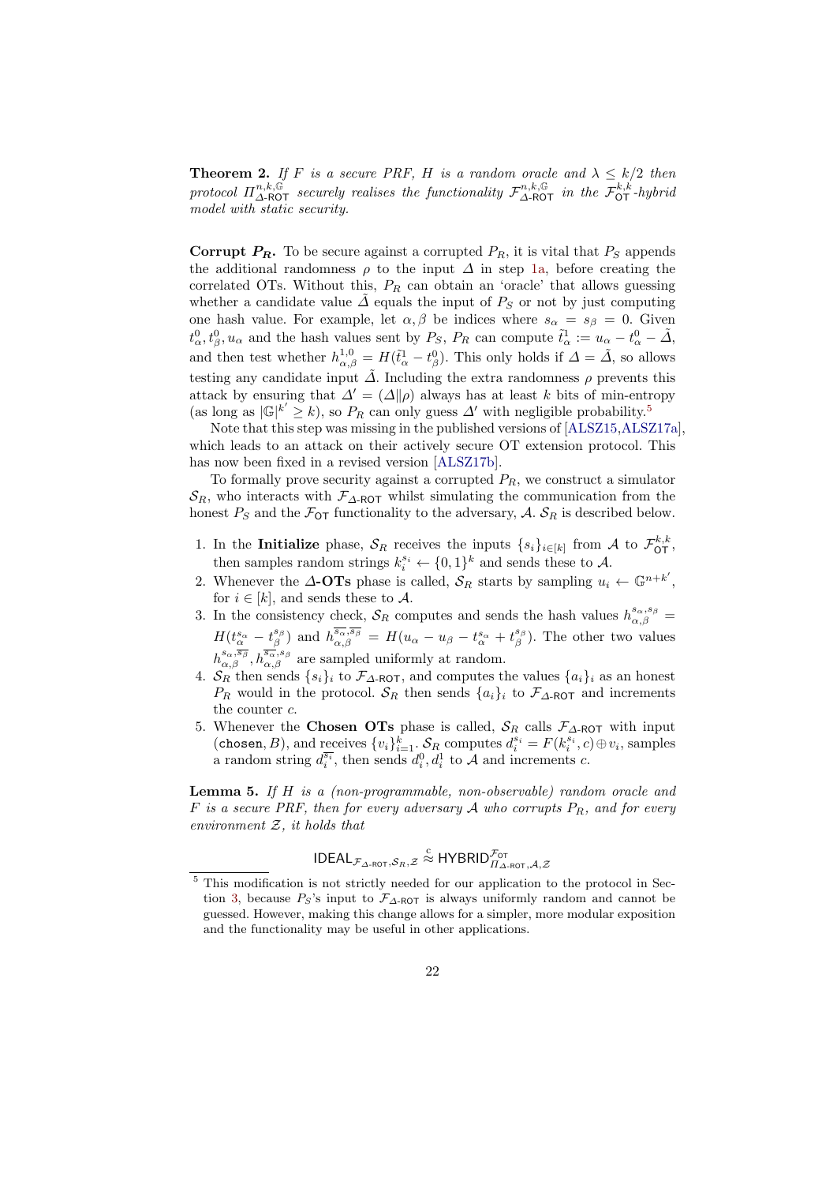**Theorem 2.** *If $F$ is a secure PRF, $H$ is a random oracle and $\lambda \leq k/2$ then protocol $\Pi^{n,k,\mathbb{G}}_{\Delta\text{-ROT}}$ securely realises the functionality $\mathcal{F}^{n,k,\mathbb{G}}_{\Delta\text{-ROT}}$ in the $\mathcal{F}^{k,k}_{\mathsf{OT}}$-hybrid model with static security.*

**Corrupt $P_R$.** To be secure against a corrupted $P_R$, it is vital that $P_S$ appends the additional randomness $\rho$ to the input $\Delta$ in step 1a, before creating the correlated OTs. Without this, $P_R$ can obtain an 'oracle' that allows guessing whether a candidate value $\tilde{\Delta}$ equals the input of $P_S$ or not by just computing one hash value. For example, let $\alpha, \beta$ be indices where $s_\alpha = s_\beta = 0$. Given $t^0_\alpha, t^0_\beta, u_\alpha$ and the hash values sent by $P_S$, $P_R$ can compute $\tilde{t}^1_\alpha := u_\alpha - t^0_\alpha - \tilde{\Delta}$, and then test whether $h^{1,0}_{\alpha,\beta} = H(\tilde{t}^1_\alpha - t^0_\beta)$. This only holds if $\Delta = \tilde{\Delta}$, so allows testing any candidate input $\tilde{\Delta}$. Including the extra randomness $\rho$ prevents this attack by ensuring that $\Delta' = (\Delta \| \rho)$ always has at least $k$ bits of min-entropy (as long as $|\mathbb{G}|^{k'} \geq k$), so $P_R$ can only guess $\Delta'$ with negligible probability.[5]

Note that this step was missing in the published versions of [ALSZ15,ALSZ17a], which leads to an attack on their actively secure OT extension protocol. This has now been fixed in a revised version [ALSZ17b].

To formally prove security against a corrupted $P_R$, we construct a simulator $\mathcal{S}_R$, who interacts with $\mathcal{F}_{\Delta\text{-ROT}}$ whilst simulating the communication from the honest $P_S$ and the $\mathcal{F}_{\mathsf{OT}}$ functionality to the adversary, $\mathcal{A}$. $\mathcal{S}_R$ is described below.

1. In the **Initialize** phase, $\mathcal{S}_R$ receives the inputs $\{s_i\}_{i\in[k]}$ from $\mathcal{A}$ to $\mathcal{F}^{k,k}_{\mathsf{OT}}$, then samples random strings $k^{s_i}_i \leftarrow \{0,1\}^k$ and sends these to $\mathcal{A}$.
2. Whenever the **$\Delta$-OTs** phase is called, $\mathcal{S}_R$ starts by sampling $u_i \leftarrow \mathbb{G}^{n+k'}$, for $i \in [k]$, and sends these to $\mathcal{A}$.
3. In the consistency check, $\mathcal{S}_R$ computes and sends the hash values $h^{s_\alpha,s_\beta}_{\alpha,\beta} = H(t^{s_\alpha}_\alpha - t^{s_\beta}_\beta)$ and $h^{\overline{s_\alpha},\overline{s_\beta}}_{\alpha,\beta} = H(u_\alpha - u_\beta - t^{s_\alpha}_\alpha + t^{s_\beta}_\beta)$. The other two values $h^{s_\alpha,\overline{s_\beta}}_{\alpha,\beta}, h^{\overline{s_\alpha},s_\beta}_{\alpha,\beta}$ are sampled uniformly at random.
4. $\mathcal{S}_R$ then sends $\{s_i\}_i$ to $\mathcal{F}_{\Delta\text{-ROT}}$, and computes the values $\{a_i\}_i$ as an honest $P_R$ would in the protocol. $\mathcal{S}_R$ then sends $\{a_i\}_i$ to $\mathcal{F}_{\Delta\text{-ROT}}$ and increments the counter $c$.
5. Whenever the **Chosen OTs** phase is called, $\mathcal{S}_R$ calls $\mathcal{F}_{\Delta\text{-ROT}}$ with input $(\mathtt{chosen}, B)$, and receives $\{v_i\}^k_{i=1}$. $\mathcal{S}_R$ computes $d^{s_i}_i = F(k^{s_i}_i, c) \oplus v_i$, samples a random string $d^{\overline{s_i}}_i$, then sends $d^0_i, d^1_i$ to $\mathcal{A}$ and increments $c$.

**Lemma 5.** *If $H$ is a (non-programmable, non-observable) random oracle and $F$ is a secure PRF, then for every adversary $\mathcal{A}$ who corrupts $P_R$, and for every environment $\mathcal{Z}$, it holds that*

$$\mathsf{IDEAL}_{\mathcal{F}_{\Delta\text{-ROT}},\mathcal{S}_R,\mathcal{Z}} \overset{c}{\approx} \mathsf{HYBRID}^{\mathcal{F}_{\mathsf{OT}}}_{\Pi_{\Delta\text{-ROT}},\mathcal{A},\mathcal{Z}}$$

[5] This modification is not strictly needed for our application to the protocol in Section 3, because $P_S$'s input to $\mathcal{F}_{\Delta\text{-ROT}}$ is always uniformly random and cannot be guessed. However, making this change allows for a simpler, more modular exposition and the functionality may be useful in other applications.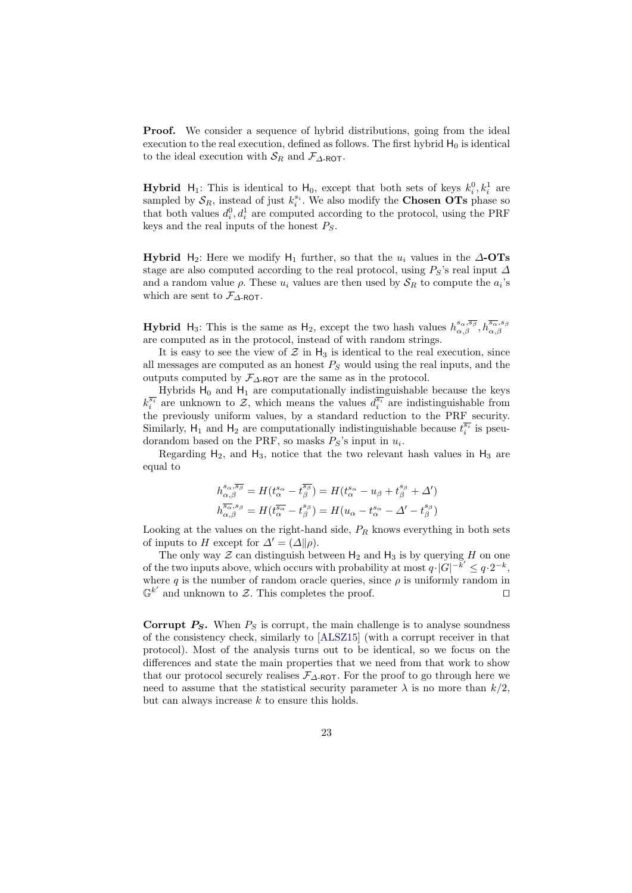**Proof.** We consider a sequence of hybrid distributions, going from the ideal execution to the real execution, defined as follows. The first hybrid $\mathsf{H}_0$ is identical to the ideal execution with $\mathcal{S}_R$ and $\mathcal{F}_{\Delta\text{-ROT}}$.

**Hybrid** $\mathsf{H}_1$: This is identical to $\mathsf{H}_0$, except that both sets of keys $k_i^0, k_i^1$ are sampled by $\mathcal{S}_R$, instead of just $k_i^{s_i}$. We also modify the **Chosen OTs** phase so that both values $d_i^0, d_i^1$ are computed according to the protocol, using the PRF keys and the real inputs of the honest $P_S$.

**Hybrid** $\mathsf{H}_2$: Here we modify $\mathsf{H}_1$ further, so that the $u_i$ values in the **$\Delta$-OTs** stage are also computed according to the real protocol, using $P_S$'s real input $\Delta$ and a random value $\rho$. These $u_i$ values are then used by $\mathcal{S}_R$ to compute the $a_i$'s which are sent to $\mathcal{F}_{\Delta\text{-ROT}}$.

**Hybrid** $\mathsf{H}_3$: This is the same as $\mathsf{H}_2$, except the two hash values $h_{\alpha,\beta}^{s_\alpha,\overline{s_\beta}}, h_{\alpha,\beta}^{\overline{s_\alpha},s_\beta}$ are computed as in the protocol, instead of with random strings.

It is easy to see the view of $\mathcal{Z}$ in $\mathsf{H}_3$ is identical to the real execution, since all messages are computed as an honest $P_S$ would using the real inputs, and the outputs computed by $\mathcal{F}_{\Delta\text{-ROT}}$ are the same as in the protocol.

Hybrids $\mathsf{H}_0$ and $\mathsf{H}_1$ are computationally indistinguishable because the keys $k_i^{\overline{s_i}}$ are unknown to $\mathcal{Z}$, which means the values $d_i^{\overline{s_i}}$ are indistinguishable from the previously uniform values, by a standard reduction to the PRF security. Similarly, $\mathsf{H}_1$ and $\mathsf{H}_2$ are computationally indistinguishable because $t_i^{\overline{s_i}}$ is pseudorandom based on the PRF, so masks $P_S$'s input in $u_i$.

Regarding $\mathsf{H}_2$, and $\mathsf{H}_3$, notice that the two relevant hash values in $\mathsf{H}_3$ are equal to

$$
\begin{aligned}
h_{\alpha,\beta}^{s_\alpha,\overline{s_\beta}} &= H(t_\alpha^{s_\alpha} - t_\beta^{\overline{s_\beta}}) = H(t_\alpha^{s_\alpha} - u_\beta + t_\beta^{s_\beta} + \Delta') \\
h_{\alpha,\beta}^{\overline{s_\alpha},s_\beta} &= H(t_\alpha^{\overline{s_\alpha}} - t_\beta^{s_\beta}) = H(u_\alpha - t_\alpha^{s_\alpha} - \Delta' - t_\beta^{s_\beta})
\end{aligned}
$$

Looking at the values on the right-hand side, $P_R$ knows everything in both sets of inputs to $H$ except for $\Delta' = (\Delta \| \rho)$.

The only way $\mathcal{Z}$ can distinguish between $\mathsf{H}_2$ and $\mathsf{H}_3$ is by querying $H$ on one of the two inputs above, which occurs with probability at most $q \cdot |G|^{-k'} \leq q \cdot 2^{-k}$, where $q$ is the number of random oracle queries, since $\rho$ is uniformly random in $\mathbb{G}^{k'}$ and unknown to $\mathcal{Z}$. This completes the proof. $\square$

**Corrupt $P_S$.** When $P_S$ is corrupt, the main challenge is to analyse soundness of the consistency check, similarly to [ALSZ15] (with a corrupt receiver in that protocol). Most of the analysis turns out to be identical, so we focus on the differences and state the main properties that we need from that work to show that our protocol securely realises $\mathcal{F}_{\Delta\text{-ROT}}$. For the proof to go through here we need to assume that the statistical security parameter $\lambda$ is no more than $k/2$, but can always increase $k$ to ensure this holds.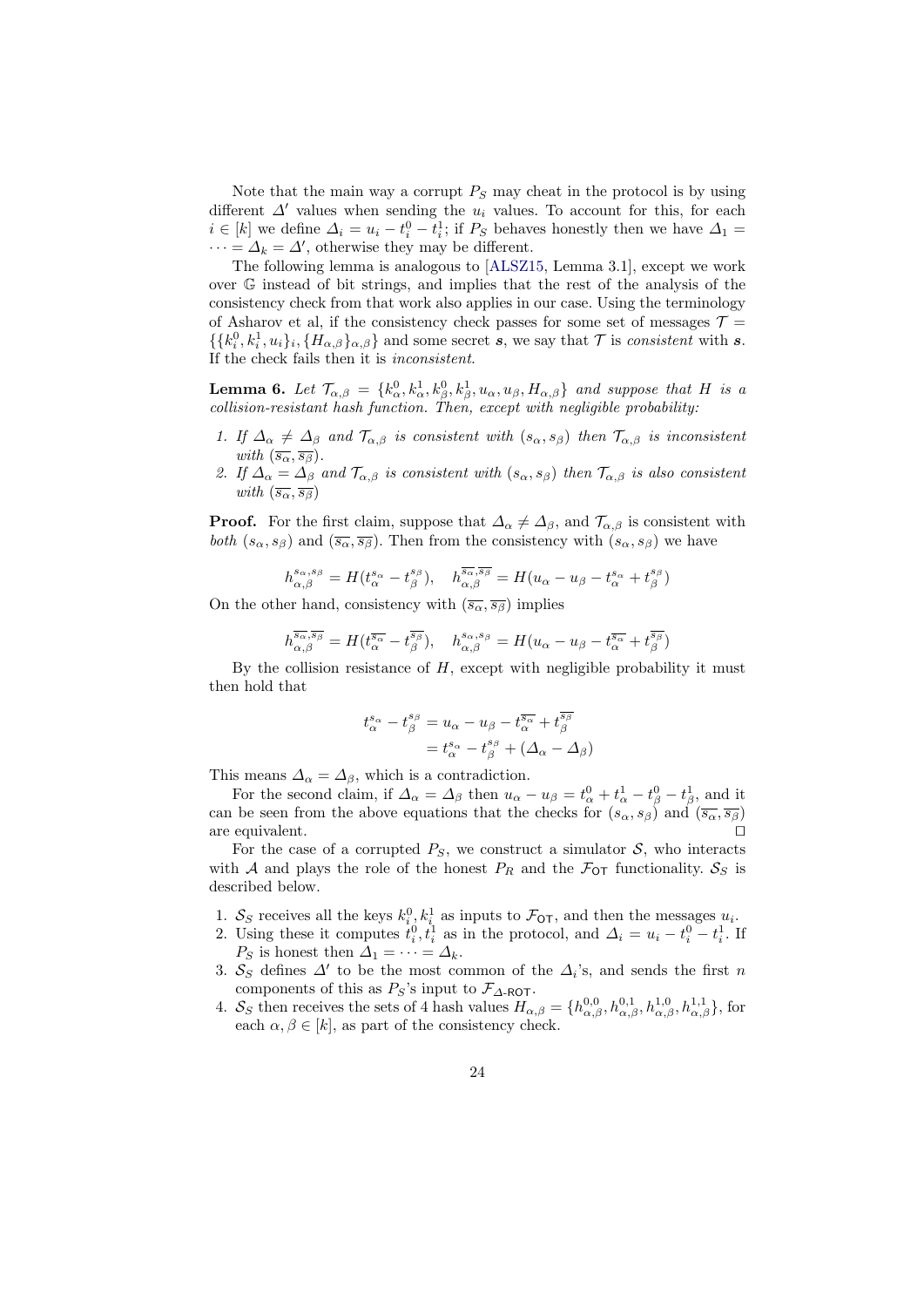Note that the main way a corrupt $P_S$ may cheat in the protocol is by using different $\Delta'$ values when sending the $u_i$ values. To account for this, for each $i \in [k]$ we define $\Delta_i = u_i - t_i^0 - t_i^1$; if $P_S$ behaves honestly then we have $\Delta_1 = \cdots = \Delta_k = \Delta'$, otherwise they may be different.

The following lemma is analogous to [ALSZ15, Lemma 3.1], except we work over $\mathbb{G}$ instead of bit strings, and implies that the rest of the analysis of the consistency check from that work also applies in our case. Using the terminology of Asharov et al, if the consistency check passes for some set of messages $\mathcal{T} = \{\{k_i^0, k_i^1, u_i\}_i, \{H_{\alpha,\beta}\}_{\alpha,\beta}\}$ and some secret $\boldsymbol{s}$, we say that $\mathcal{T}$ is *consistent* with $\boldsymbol{s}$. If the check fails then it is *inconsistent*.

**Lemma 6.** *Let $\mathcal{T}_{\alpha,\beta} = \{k_\alpha^0, k_\alpha^1, k_\beta^0, k_\beta^1, u_\alpha, u_\beta, H_{\alpha,\beta}\}$ and suppose that $H$ is a collision-resistant hash function. Then, except with negligible probability:*

1. *If $\Delta_\alpha \neq \Delta_\beta$ and $\mathcal{T}_{\alpha,\beta}$ is consistent with $(s_\alpha, s_\beta)$ then $\mathcal{T}_{\alpha,\beta}$ is inconsistent with $(\overline{s_\alpha}, \overline{s_\beta})$.*
2. *If $\Delta_\alpha = \Delta_\beta$ and $\mathcal{T}_{\alpha,\beta}$ is consistent with $(s_\alpha, s_\beta)$ then $\mathcal{T}_{\alpha,\beta}$ is also consistent with $(\overline{s_\alpha}, \overline{s_\beta})$*

**Proof.** For the first claim, suppose that $\Delta_\alpha \neq \Delta_\beta$, and $\mathcal{T}_{\alpha,\beta}$ is consistent with *both* $(s_\alpha, s_\beta)$ and $(\overline{s_\alpha}, \overline{s_\beta})$. Then from the consistency with $(s_\alpha, s_\beta)$ we have

$$h_{\alpha,\beta}^{s_\alpha, s_\beta} = H(t_\alpha^{s_\alpha} - t_\beta^{s_\beta}), \quad h_{\alpha,\beta}^{\overline{s_\alpha}, \overline{s_\beta}} = H(u_\alpha - u_\beta - t_\alpha^{s_\alpha} + t_\beta^{s_\beta})$$

On the other hand, consistency with $(\overline{s_\alpha}, \overline{s_\beta})$ implies

$$h_{\alpha,\beta}^{\overline{s_\alpha}, \overline{s_\beta}} = H(t_\alpha^{\overline{s_\alpha}} - t_\beta^{\overline{s_\beta}}), \quad h_{\alpha,\beta}^{s_\alpha, s_\beta} = H(u_\alpha - u_\beta - t_\alpha^{\overline{s_\alpha}} + t_\beta^{\overline{s_\beta}})$$

By the collision resistance of $H$, except with negligible probability it must then hold that

$$\begin{aligned} t_\alpha^{s_\alpha} - t_\beta^{s_\beta} &= u_\alpha - u_\beta - t_\alpha^{\overline{s_\alpha}} + t_\beta^{\overline{s_\beta}} \\ &= t_\alpha^{s_\alpha} - t_\beta^{s_\beta} + (\Delta_\alpha - \Delta_\beta) \end{aligned}$$

This means $\Delta_\alpha = \Delta_\beta$, which is a contradiction.

For the second claim, if $\Delta_\alpha = \Delta_\beta$ then $u_\alpha - u_\beta = t_\alpha^0 + t_\alpha^1 - t_\beta^0 - t_\beta^1$, and it can be seen from the above equations that the checks for $(s_\alpha, s_\beta)$ and $(\overline{s_\alpha}, \overline{s_\beta})$ are equivalent. □

For the case of a corrupted $P_S$, we construct a simulator $\mathcal{S}$, who interacts with $\mathcal{A}$ and plays the role of the honest $P_R$ and the $\mathcal{F}_{\mathsf{OT}}$ functionality. $\mathcal{S}_S$ is described below.

1. $\mathcal{S}_S$ receives all the keys $k_i^0, k_i^1$ as inputs to $\mathcal{F}_{\mathsf{OT}}$, and then the messages $u_i$.
2. Using these it computes $t_i^0, t_i^1$ as in the protocol, and $\Delta_i = u_i - t_i^0 - t_i^1$. If $P_S$ is honest then $\Delta_1 = \cdots = \Delta_k$.
3. $\mathcal{S}_S$ defines $\Delta'$ to be the most common of the $\Delta_i$'s, and sends the first $n$ components of this as $P_S$'s input to $\mathcal{F}_{\Delta\text{-}\mathsf{ROT}}$.
4. $\mathcal{S}_S$ then receives the sets of 4 hash values $H_{\alpha,\beta} = \{h_{\alpha,\beta}^{0,0}, h_{\alpha,\beta}^{0,1}, h_{\alpha,\beta}^{1,0}, h_{\alpha,\beta}^{1,1}\}$, for each $\alpha, \beta \in [k]$, as part of the consistency check.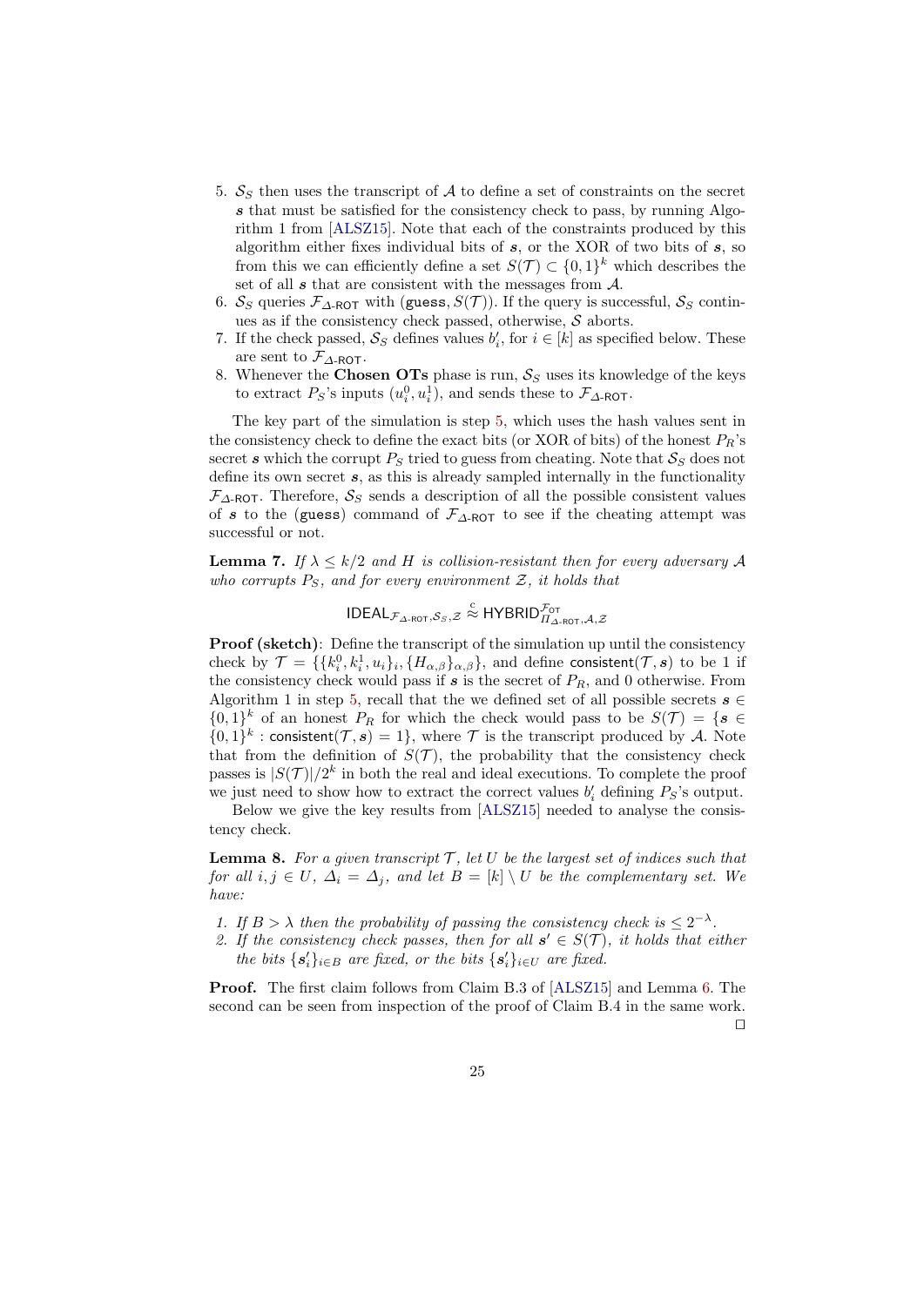5. $\mathcal{S}_S$ then uses the transcript of $\mathcal{A}$ to define a set of constraints on the secret $\boldsymbol{s}$ that must be satisfied for the consistency check to pass, by running Algorithm 1 from [ALSZ15]. Note that each of the constraints produced by this algorithm either fixes individual bits of $\boldsymbol{s}$, or the XOR of two bits of $\boldsymbol{s}$, so from this we can efficiently define a set $S(\mathcal{T}) \subset \{0,1\}^k$ which describes the set of all $\boldsymbol{s}$ that are consistent with the messages from $\mathcal{A}$.
6. $\mathcal{S}_S$ queries $\mathcal{F}_{\Delta\text{-ROT}}$ with $(\mathtt{guess}, S(\mathcal{T}))$. If the query is successful, $\mathcal{S}_S$ continues as if the consistency check passed, otherwise, $\mathcal{S}$ aborts.
7. If the check passed, $\mathcal{S}_S$ defines values $b'_i$, for $i \in [k]$ as specified below. These are sent to $\mathcal{F}_{\Delta\text{-ROT}}$.
8. Whenever the **Chosen OTs** phase is run, $\mathcal{S}_S$ uses its knowledge of the keys to extract $P_S$'s inputs $(u_i^0, u_i^1)$, and sends these to $\mathcal{F}_{\Delta\text{-ROT}}$.

The key part of the simulation is step 5, which uses the hash values sent in the consistency check to define the exact bits (or XOR of bits) of the honest $P_R$'s secret $\boldsymbol{s}$ which the corrupt $P_S$ tried to guess from cheating. Note that $\mathcal{S}_S$ does not define its own secret $\boldsymbol{s}$, as this is already sampled internally in the functionality $\mathcal{F}_{\Delta\text{-ROT}}$. Therefore, $\mathcal{S}_S$ sends a description of all the possible consistent values of $\boldsymbol{s}$ to the $(\mathtt{guess})$ command of $\mathcal{F}_{\Delta\text{-ROT}}$ to see if the cheating attempt was successful or not.

**Lemma 7.** *If $\lambda \leq k/2$ and $H$ is collision-resistant then for every adversary $\mathcal{A}$ who corrupts $P_S$, and for every environment $\mathcal{Z}$, it holds that*

$$\mathsf{IDEAL}_{\mathcal{F}_{\Delta\text{-ROT}},\mathcal{S}_S,\mathcal{Z}} \overset{c}{\approx} \mathsf{HYBRID}^{\mathcal{F}_{\mathsf{OT}}}_{\Pi_{\Delta\text{-ROT}},\mathcal{A},\mathcal{Z}}$$

**Proof (sketch)**: Define the transcript of the simulation up until the consistency check by $\mathcal{T} = \{\{k_i^0, k_i^1, u_i\}_i, \{H_{\alpha,\beta}\}_{\alpha,\beta}\}$, and define $\mathsf{consistent}(\mathcal{T}, \boldsymbol{s})$ to be 1 if the consistency check would pass if $\boldsymbol{s}$ is the secret of $P_R$, and 0 otherwise. From Algorithm 1 in step 5, recall that the we defined set of all possible secrets $\boldsymbol{s} \in \{0,1\}^k$ of an honest $P_R$ for which the check would pass to be $S(\mathcal{T}) = \{\boldsymbol{s} \in \{0,1\}^k : \mathsf{consistent}(\mathcal{T}, \boldsymbol{s}) = 1\}$, where $\mathcal{T}$ is the transcript produced by $\mathcal{A}$. Note that from the definition of $S(\mathcal{T})$, the probability that the consistency check passes is $|S(\mathcal{T})|/2^k$ in both the real and ideal executions. To complete the proof we just need to show how to extract the correct values $b'_i$ defining $P_S$'s output.

Below we give the key results from [ALSZ15] needed to analyse the consistency check.

**Lemma 8.** *For a given transcript $\mathcal{T}$, let $U$ be the largest set of indices such that for all $i, j \in U$, $\Delta_i = \Delta_j$, and let $B = [k] \setminus U$ be the complementary set. We have:*

1. *If $B > \lambda$ then the probability of passing the consistency check is $\leq 2^{-\lambda}$.*
2. *If the consistency check passes, then for all $\boldsymbol{s}' \in S(\mathcal{T})$, it holds that either the bits $\{\boldsymbol{s}'_i\}_{i \in B}$ are fixed, or the bits $\{\boldsymbol{s}'_i\}_{i \in U}$ are fixed.*

**Proof.** The first claim follows from Claim B.3 of [ALSZ15] and Lemma 6. The second can be seen from inspection of the proof of Claim B.4 in the same work. □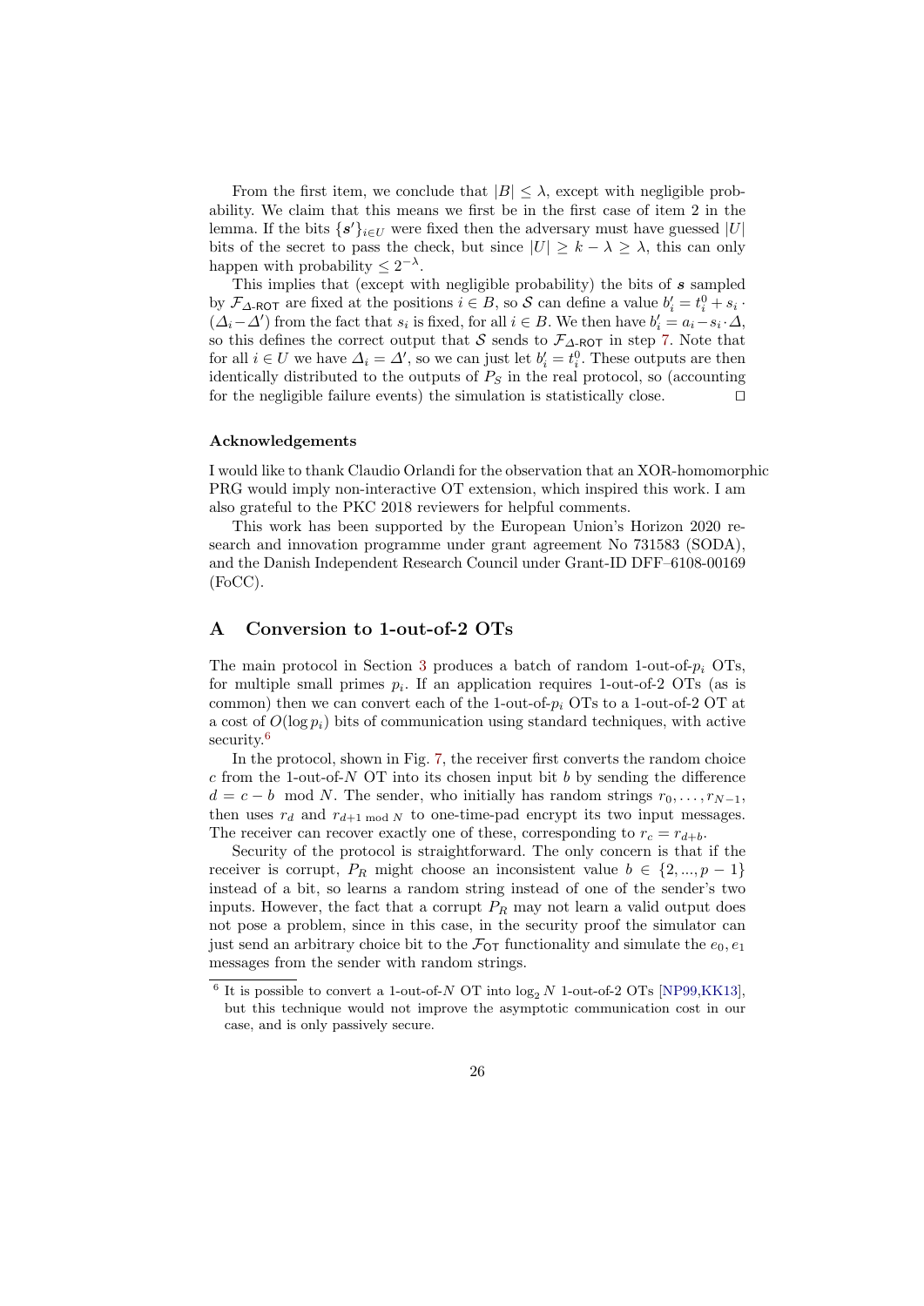From the first item, we conclude that $|B| \leq \lambda$, except with negligible probability. We claim that this means we first be in the first case of item 2 in the lemma. If the bits $\{\boldsymbol{s}'\}_{i \in U}$ were fixed then the adversary must have guessed $|U|$ bits of the secret to pass the check, but since $|U| \geq k - \lambda \geq \lambda$, this can only happen with probability $\leq 2^{-\lambda}$.

This implies that (except with negligible probability) the bits of $\boldsymbol{s}$ sampled by $\mathcal{F}_{\Delta\text{-ROT}}$ are fixed at the positions $i \in B$, so $\mathcal{S}$ can define a value $b_i' = t_i^0 + s_i \cdot (\Delta_i - \Delta')$ from the fact that $s_i$ is fixed, for all $i \in B$. We then have $b_i' = a_i - s_i \cdot \Delta$, so this defines the correct output that $\mathcal{S}$ sends to $\mathcal{F}_{\Delta\text{-ROT}}$ in step 7. Note that for all $i \in U$ we have $\Delta_i = \Delta'$, so we can just let $b_i' = t_i^0$. These outputs are then identically distributed to the outputs of $P_S$ in the real protocol, so (accounting for the negligible failure events) the simulation is statistically close. ◻

#### Acknowledgements

I would like to thank Claudio Orlandi for the observation that an XOR-homomorphic PRG would imply non-interactive OT extension, which inspired this work. I am also grateful to the PKC 2018 reviewers for helpful comments.

This work has been supported by the European Union's Horizon 2020 research and innovation programme under grant agreement No 731583 (SODA), and the Danish Independent Research Council under Grant-ID DFF–6108-00169 (FoCC).

## A Conversion to 1-out-of-2 OTs

The main protocol in Section 3 produces a batch of random 1-out-of-$p_i$ OTs, for multiple small primes $p_i$. If an application requires 1-out-of-2 OTs (as is common) then we can convert each of the 1-out-of-$p_i$ OTs to a 1-out-of-2 OT at a cost of $O(\log p_i)$ bits of communication using standard techniques, with active security.[6]

In the protocol, shown in Fig. 7, the receiver first converts the random choice $c$ from the 1-out-of-$N$ OT into its chosen input bit $b$ by sending the difference $d = c - b \mod N$. The sender, who initially has random strings $r_0, \ldots, r_{N-1}$, then uses $r_d$ and $r_{d+1 \bmod N}$ to one-time-pad encrypt its two input messages. The receiver can recover exactly one of these, corresponding to $r_c = r_{d+b}$.

Security of the protocol is straightforward. The only concern is that if the receiver is corrupt, $P_R$ might choose an inconsistent value $b \in \{2, ..., p-1\}$ instead of a bit, so learns a random string instead of one of the sender's two inputs. However, the fact that a corrupt $P_R$ may not learn a valid output does not pose a problem, since in this case, in the security proof the simulator can just send an arbitrary choice bit to the $\mathcal{F}_{\mathsf{OT}}$ functionality and simulate the $e_0, e_1$ messages from the sender with random strings.

[6] It is possible to convert a 1-out-of-$N$ OT into $\log_2 N$ 1-out-of-2 OTs [NP99,KK13], but this technique would not improve the asymptotic communication cost in our case, and is only passively secure.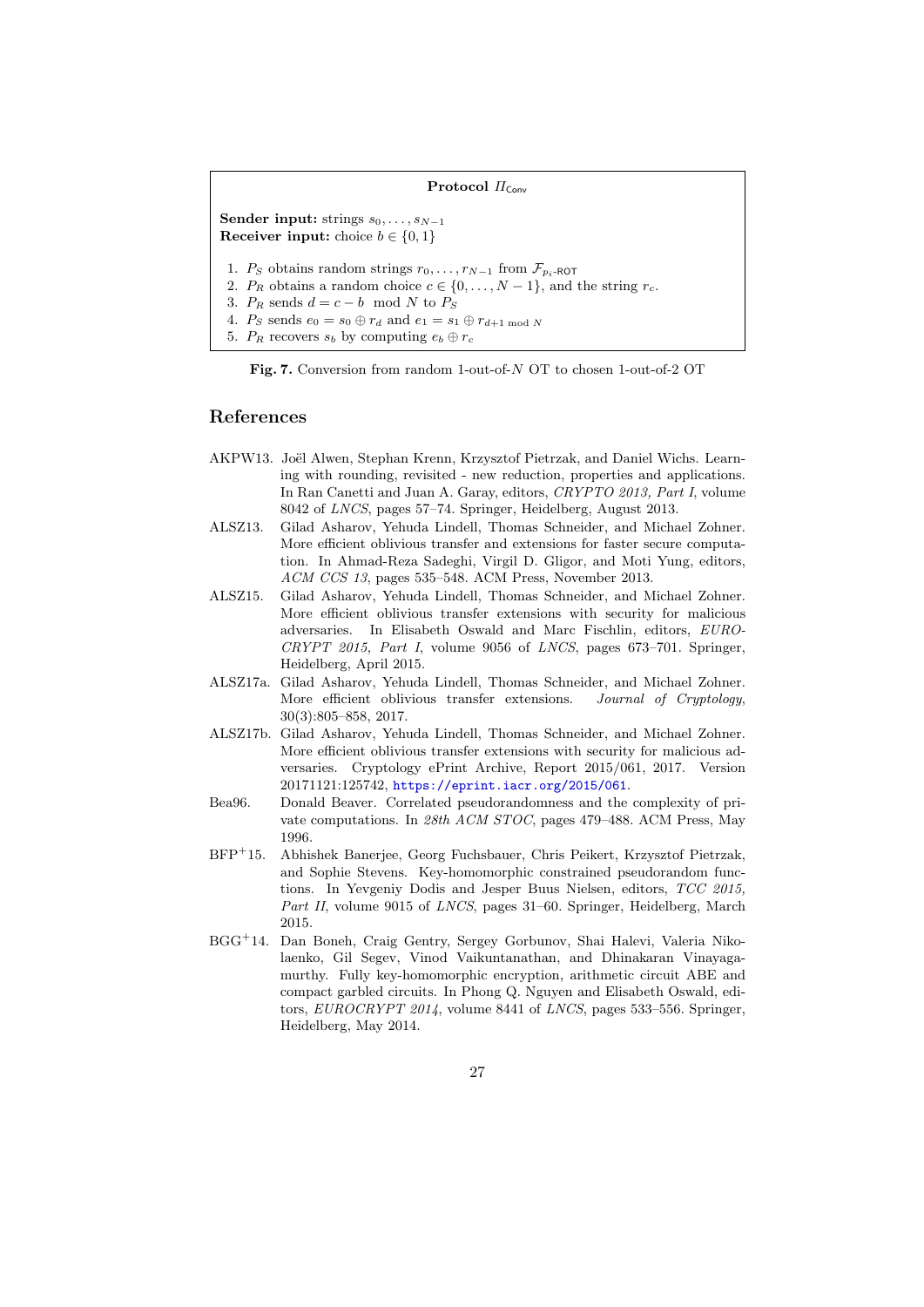**Protocol $\Pi_{\mathsf{Conv}}$**

**Sender input:** strings $s_0, \ldots, s_{N-1}$
**Receiver input:** choice $b \in \{0, 1\}$

1. $P_S$ obtains random strings $r_0, \ldots, r_{N-1}$ from $\mathcal{F}_{p_i\text{-}\mathsf{ROT}}$
2. $P_R$ obtains a random choice $c \in \{0, \ldots, N-1\}$, and the string $r_c$.
3. $P_R$ sends $d = c - b \mod N$ to $P_S$
4. $P_S$ sends $e_0 = s_0 \oplus r_d$ and $e_1 = s_1 \oplus r_{d+1 \bmod N}$
5. $P_R$ recovers $s_b$ by computing $e_b \oplus r_c$

**Fig. 7.** Conversion from random 1-out-of-$N$ OT to chosen 1-out-of-2 OT

## References

AKPW13. Joël Alwen, Stephan Krenn, Krzysztof Pietrzak, and Daniel Wichs. Learning with rounding, revisited - new reduction, properties and applications. In Ran Canetti and Juan A. Garay, editors, *CRYPTO 2013, Part I*, volume 8042 of *LNCS*, pages 57–74. Springer, Heidelberg, August 2013.

ALSZ13. Gilad Asharov, Yehuda Lindell, Thomas Schneider, and Michael Zohner. More efficient oblivious transfer and extensions for faster secure computation. In Ahmad-Reza Sadeghi, Virgil D. Gligor, and Moti Yung, editors, *ACM CCS 13*, pages 535–548. ACM Press, November 2013.

ALSZ15. Gilad Asharov, Yehuda Lindell, Thomas Schneider, and Michael Zohner. More efficient oblivious transfer extensions with security for malicious adversaries. In Elisabeth Oswald and Marc Fischlin, editors, *EUROCRYPT 2015, Part I*, volume 9056 of *LNCS*, pages 673–701. Springer, Heidelberg, April 2015.

ALSZ17a. Gilad Asharov, Yehuda Lindell, Thomas Schneider, and Michael Zohner. More efficient oblivious transfer extensions. *Journal of Cryptology*, 30(3):805–858, 2017.

ALSZ17b. Gilad Asharov, Yehuda Lindell, Thomas Schneider, and Michael Zohner. More efficient oblivious transfer extensions with security for malicious adversaries. Cryptology ePrint Archive, Report 2015/061, 2017. Version 20171121:125742, https://eprint.iacr.org/2015/061.

Bea96. Donald Beaver. Correlated pseudorandomness and the complexity of private computations. In *28th ACM STOC*, pages 479–488. ACM Press, May 1996.

BFP+15. Abhishek Banerjee, Georg Fuchsbauer, Chris Peikert, Krzysztof Pietrzak, and Sophie Stevens. Key-homomorphic constrained pseudorandom functions. In Yevgeniy Dodis and Jesper Buus Nielsen, editors, *TCC 2015, Part II*, volume 9015 of *LNCS*, pages 31–60. Springer, Heidelberg, March 2015.

BGG+14. Dan Boneh, Craig Gentry, Sergey Gorbunov, Shai Halevi, Valeria Nikolaenko, Gil Segev, Vinod Vaikuntanathan, and Dhinakaran Vinayagamurthy. Fully key-homomorphic encryption, arithmetic circuit ABE and compact garbled circuits. In Phong Q. Nguyen and Elisabeth Oswald, editors, *EUROCRYPT 2014*, volume 8441 of *LNCS*, pages 533–556. Springer, Heidelberg, May 2014.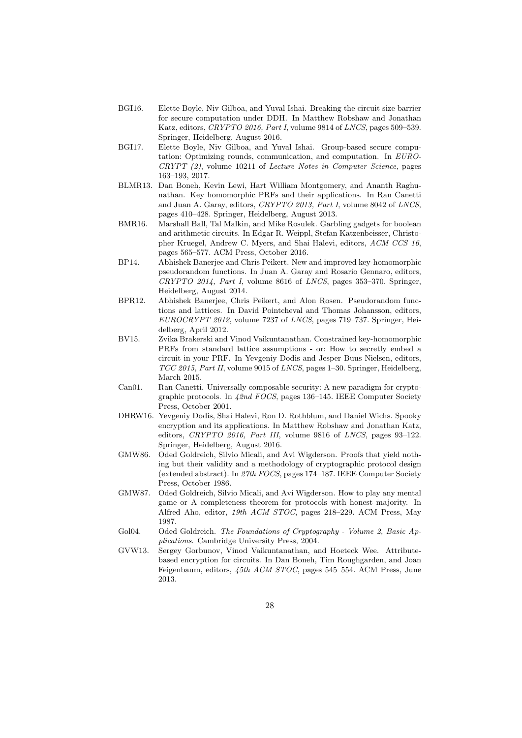BGI16. Elette Boyle, Niv Gilboa, and Yuval Ishai. Breaking the circuit size barrier for secure computation under DDH. In Matthew Robshaw and Jonathan Katz, editors, *CRYPTO 2016, Part I*, volume 9814 of *LNCS*, pages 509–539. Springer, Heidelberg, August 2016.

BGI17. Elette Boyle, Niv Gilboa, and Yuval Ishai. Group-based secure computation: Optimizing rounds, communication, and computation. In *EUROCRYPT (2)*, volume 10211 of *Lecture Notes in Computer Science*, pages 163–193, 2017.

BLMR13. Dan Boneh, Kevin Lewi, Hart William Montgomery, and Ananth Raghunathan. Key homomorphic PRFs and their applications. In Ran Canetti and Juan A. Garay, editors, *CRYPTO 2013, Part I*, volume 8042 of *LNCS*, pages 410–428. Springer, Heidelberg, August 2013.

BMR16. Marshall Ball, Tal Malkin, and Mike Rosulek. Garbling gadgets for boolean and arithmetic circuits. In Edgar R. Weippl, Stefan Katzenbeisser, Christopher Kruegel, Andrew C. Myers, and Shai Halevi, editors, *ACM CCS 16*, pages 565–577. ACM Press, October 2016.

BP14. Abhishek Banerjee and Chris Peikert. New and improved key-homomorphic pseudorandom functions. In Juan A. Garay and Rosario Gennaro, editors, *CRYPTO 2014, Part I*, volume 8616 of *LNCS*, pages 353–370. Springer, Heidelberg, August 2014.

BPR12. Abhishek Banerjee, Chris Peikert, and Alon Rosen. Pseudorandom functions and lattices. In David Pointcheval and Thomas Johansson, editors, *EUROCRYPT 2012*, volume 7237 of *LNCS*, pages 719–737. Springer, Heidelberg, April 2012.

BV15. Zvika Brakerski and Vinod Vaikuntanathan. Constrained key-homomorphic PRFs from standard lattice assumptions - or: How to secretly embed a circuit in your PRF. In Yevgeniy Dodis and Jesper Buus Nielsen, editors, *TCC 2015, Part II*, volume 9015 of *LNCS*, pages 1–30. Springer, Heidelberg, March 2015.

Can01. Ran Canetti. Universally composable security: A new paradigm for cryptographic protocols. In *42nd FOCS*, pages 136–145. IEEE Computer Society Press, October 2001.

DHRW16. Yevgeniy Dodis, Shai Halevi, Ron D. Rothblum, and Daniel Wichs. Spooky encryption and its applications. In Matthew Robshaw and Jonathan Katz, editors, *CRYPTO 2016, Part III*, volume 9816 of *LNCS*, pages 93–122. Springer, Heidelberg, August 2016.

GMW86. Oded Goldreich, Silvio Micali, and Avi Wigderson. Proofs that yield nothing but their validity and a methodology of cryptographic protocol design (extended abstract). In *27th FOCS*, pages 174–187. IEEE Computer Society Press, October 1986.

GMW87. Oded Goldreich, Silvio Micali, and Avi Wigderson. How to play any mental game or A completeness theorem for protocols with honest majority. In Alfred Aho, editor, *19th ACM STOC*, pages 218–229. ACM Press, May 1987.

Gol04. Oded Goldreich. *The Foundations of Cryptography - Volume 2, Basic Applications*. Cambridge University Press, 2004.

GVW13. Sergey Gorbunov, Vinod Vaikuntanathan, and Hoeteck Wee. Attribute-based encryption for circuits. In Dan Boneh, Tim Roughgarden, and Joan Feigenbaum, editors, *45th ACM STOC*, pages 545–554. ACM Press, June 2013.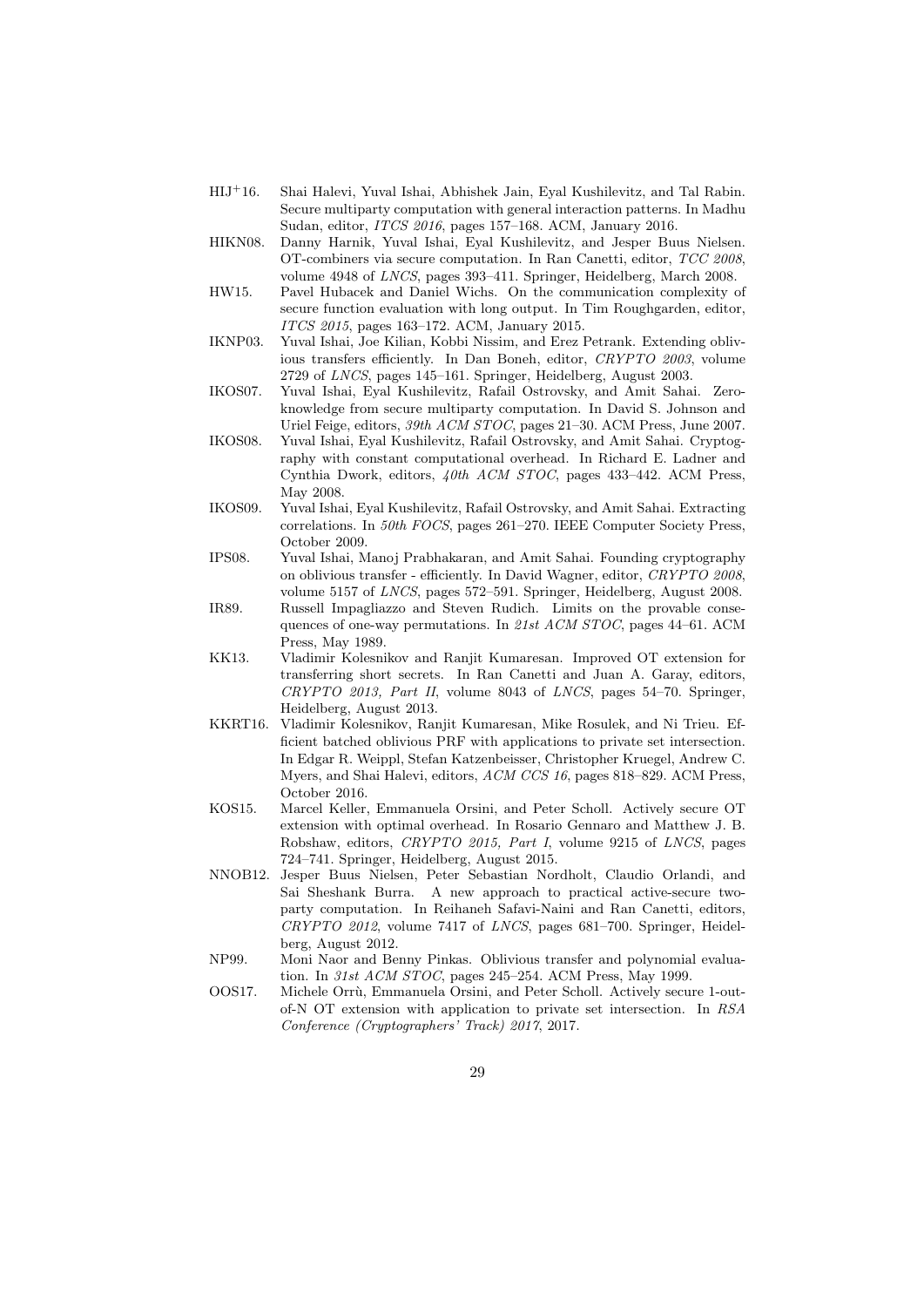HIJ+16. Shai Halevi, Yuval Ishai, Abhishek Jain, Eyal Kushilevitz, and Tal Rabin. Secure multiparty computation with general interaction patterns. In Madhu Sudan, editor, *ITCS 2016*, pages 157–168. ACM, January 2016.

HIKN08. Danny Harnik, Yuval Ishai, Eyal Kushilevitz, and Jesper Buus Nielsen. OT-combiners via secure computation. In Ran Canetti, editor, *TCC 2008*, volume 4948 of *LNCS*, pages 393–411. Springer, Heidelberg, March 2008.

HW15. Pavel Hubacek and Daniel Wichs. On the communication complexity of secure function evaluation with long output. In Tim Roughgarden, editor, *ITCS 2015*, pages 163–172. ACM, January 2015.

IKNP03. Yuval Ishai, Joe Kilian, Kobbi Nissim, and Erez Petrank. Extending oblivious transfers efficiently. In Dan Boneh, editor, *CRYPTO 2003*, volume 2729 of *LNCS*, pages 145–161. Springer, Heidelberg, August 2003.

IKOS07. Yuval Ishai, Eyal Kushilevitz, Rafail Ostrovsky, and Amit Sahai. Zero-knowledge from secure multiparty computation. In David S. Johnson and Uriel Feige, editors, *39th ACM STOC*, pages 21–30. ACM Press, June 2007.

IKOS08. Yuval Ishai, Eyal Kushilevitz, Rafail Ostrovsky, and Amit Sahai. Cryptography with constant computational overhead. In Richard E. Ladner and Cynthia Dwork, editors, *40th ACM STOC*, pages 433–442. ACM Press, May 2008.

IKOS09. Yuval Ishai, Eyal Kushilevitz, Rafail Ostrovsky, and Amit Sahai. Extracting correlations. In *50th FOCS*, pages 261–270. IEEE Computer Society Press, October 2009.

IPS08. Yuval Ishai, Manoj Prabhakaran, and Amit Sahai. Founding cryptography on oblivious transfer - efficiently. In David Wagner, editor, *CRYPTO 2008*, volume 5157 of *LNCS*, pages 572–591. Springer, Heidelberg, August 2008.

IR89. Russell Impagliazzo and Steven Rudich. Limits on the provable consequences of one-way permutations. In *21st ACM STOC*, pages 44–61. ACM Press, May 1989.

KK13. Vladimir Kolesnikov and Ranjit Kumaresan. Improved OT extension for transferring short secrets. In Ran Canetti and Juan A. Garay, editors, *CRYPTO 2013, Part II*, volume 8043 of *LNCS*, pages 54–70. Springer, Heidelberg, August 2013.

KKRT16. Vladimir Kolesnikov, Ranjit Kumaresan, Mike Rosulek, and Ni Trieu. Efficient batched oblivious PRF with applications to private set intersection. In Edgar R. Weippl, Stefan Katzenbeisser, Christopher Kruegel, Andrew C. Myers, and Shai Halevi, editors, *ACM CCS 16*, pages 818–829. ACM Press, October 2016.

KOS15. Marcel Keller, Emmanuela Orsini, and Peter Scholl. Actively secure OT extension with optimal overhead. In Rosario Gennaro and Matthew J. B. Robshaw, editors, *CRYPTO 2015, Part I*, volume 9215 of *LNCS*, pages 724–741. Springer, Heidelberg, August 2015.

NNOB12. Jesper Buus Nielsen, Peter Sebastian Nordholt, Claudio Orlandi, and Sai Sheshank Burra. A new approach to practical active-secure two-party computation. In Reihaneh Safavi-Naini and Ran Canetti, editors, *CRYPTO 2012*, volume 7417 of *LNCS*, pages 681–700. Springer, Heidelberg, August 2012.

NP99. Moni Naor and Benny Pinkas. Oblivious transfer and polynomial evaluation. In *31st ACM STOC*, pages 245–254. ACM Press, May 1999.

OOS17. Michele Orrù, Emmanuela Orsini, and Peter Scholl. Actively secure 1-out-of-N OT extension with application to private set intersection. In *RSA Conference (Cryptographers' Track) 2017*, 2017.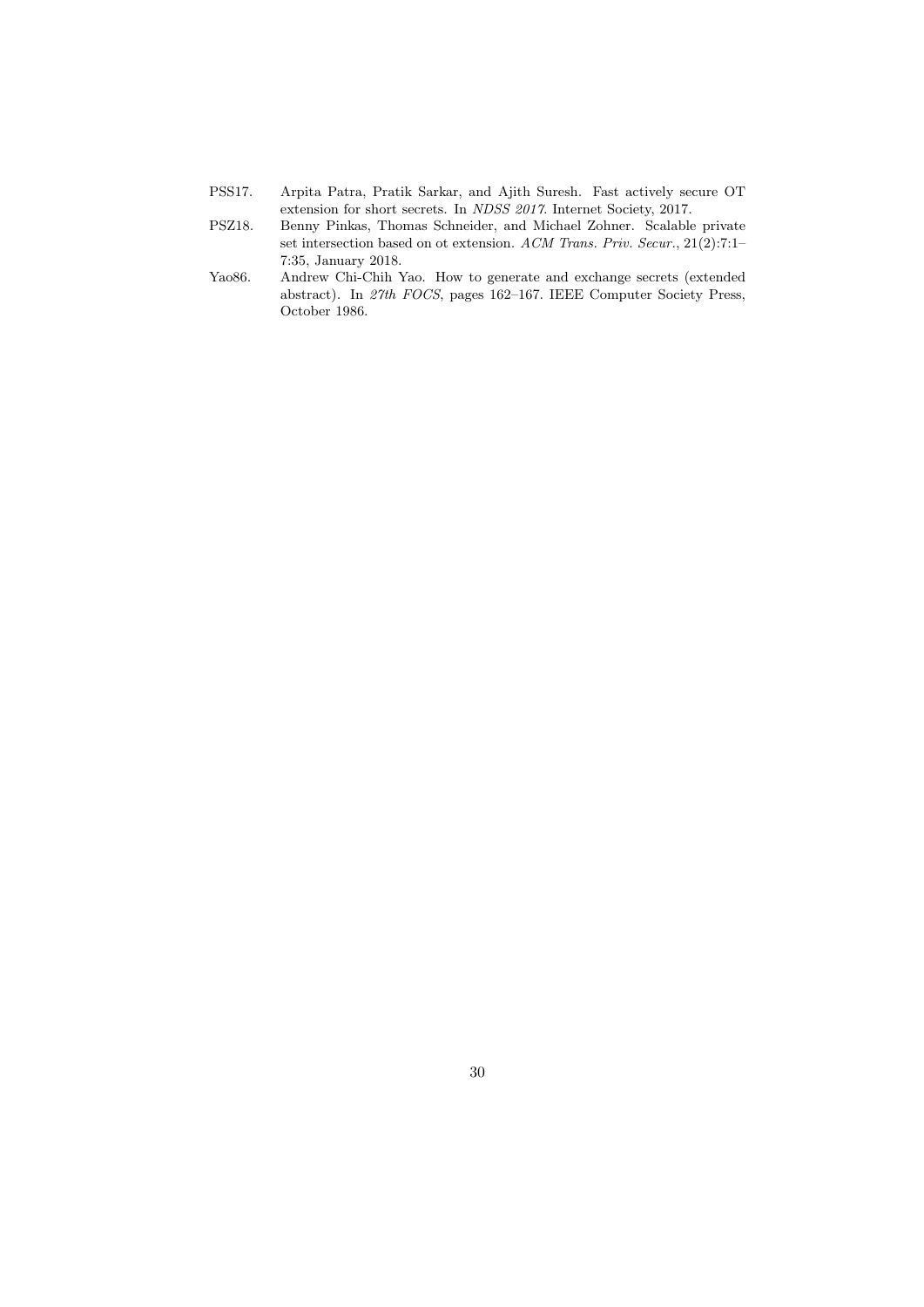PSS17. Arpita Patra, Pratik Sarkar, and Ajith Suresh. Fast actively secure OT extension for short secrets. In *NDSS 2017*. Internet Society, 2017.

PSZ18. Benny Pinkas, Thomas Schneider, and Michael Zohner. Scalable private set intersection based on ot extension. *ACM Trans. Priv. Secur.*, 21(2):7:1–7:35, January 2018.

Yao86. Andrew Chi-Chih Yao. How to generate and exchange secrets (extended abstract). In *27th FOCS*, pages 162–167. IEEE Computer Society Press, October 1986.